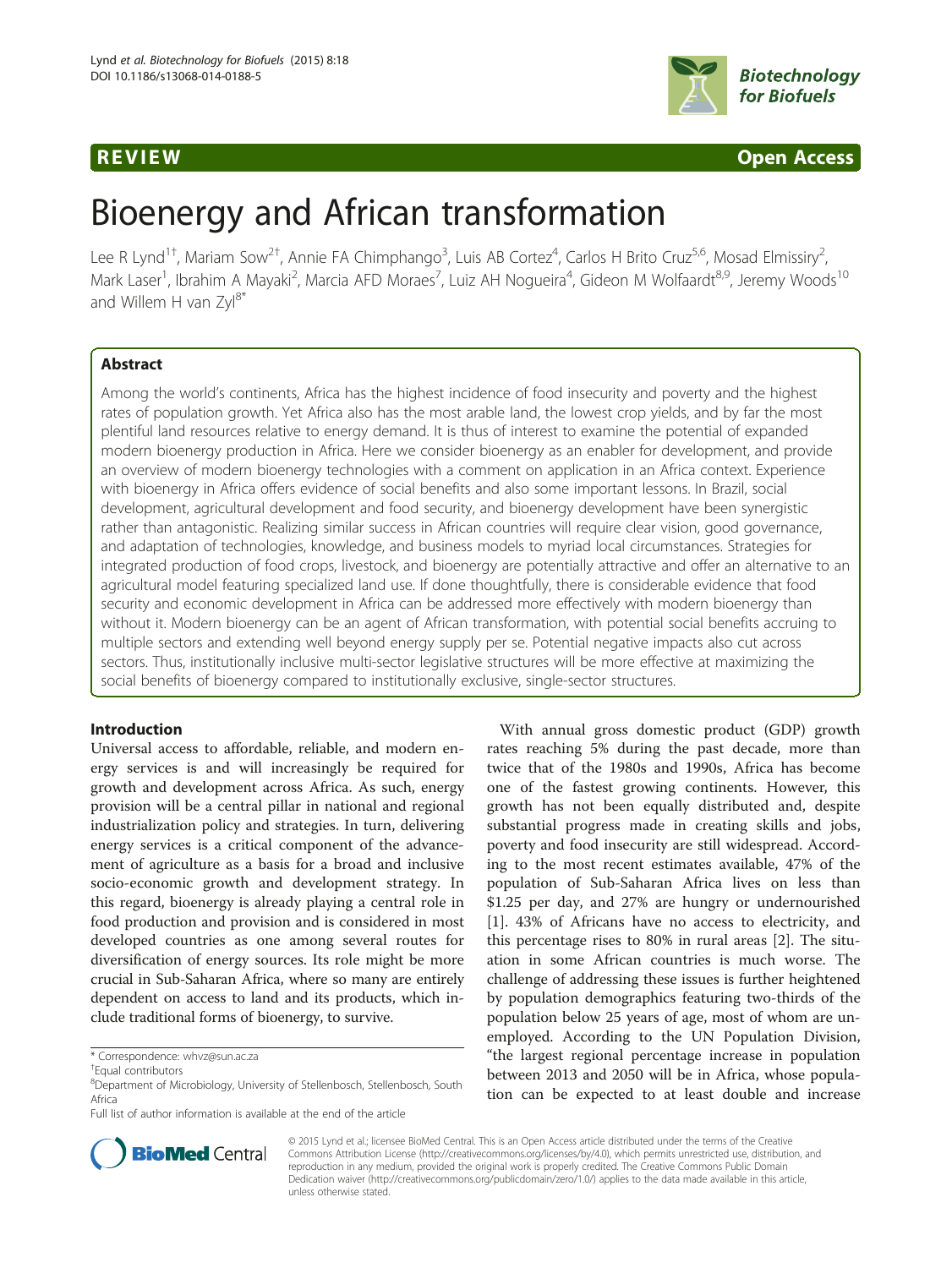REVIEW Open Access

# Bioenergy and African transformation

Lee R Lynd[1†], Mariam Sow[2†], Annie FA Chimphango[3], Luis AB Cortez[4], Carlos H Brito Cruz[5,6], Mosad Elmissiry[2], Mark Laser[1], Ibrahim A Mayaki[2], Marcia AFD Moraes[7], Luiz AH Nogueira[4], Gideon M Wolfaardt[8,9], Jeremy Woods[10] and Willem H van Zyl[8*]

## Abstract

Among the world's continents, Africa has the highest incidence of food insecurity and poverty and the highest rates of population growth. Yet Africa also has the most arable land, the lowest crop yields, and by far the most plentiful land resources relative to energy demand. It is thus of interest to examine the potential of expanded modern bioenergy production in Africa. Here we consider bioenergy as an enabler for development, and provide an overview of modern bioenergy technologies with a comment on application in an Africa context. Experience with bioenergy in Africa offers evidence of social benefits and also some important lessons. In Brazil, social development, agricultural development and food security, and bioenergy development have been synergistic rather than antagonistic. Realizing similar success in African countries will require clear vision, good governance, and adaptation of technologies, knowledge, and business models to myriad local circumstances. Strategies for integrated production of food crops, livestock, and bioenergy are potentially attractive and offer an alternative to an agricultural model featuring specialized land use. If done thoughtfully, there is considerable evidence that food security and economic development in Africa can be addressed more effectively with modern bioenergy than without it. Modern bioenergy can be an agent of African transformation, with potential social benefits accruing to multiple sectors and extending well beyond energy supply per se. Potential negative impacts also cut across sectors. Thus, institutionally inclusive multi-sector legislative structures will be more effective at maximizing the social benefits of bioenergy compared to institutionally exclusive, single-sector structures.

## Introduction

Universal access to affordable, reliable, and modern energy services is and will increasingly be required for growth and development across Africa. As such, energy provision will be a central pillar in national and regional industrialization policy and strategies. In turn, delivering energy services is a critical component of the advancement of agriculture as a basis for a broad and inclusive socio-economic growth and development strategy. In this regard, bioenergy is already playing a central role in food production and provision and is considered in most developed countries as one among several routes for diversification of energy sources. Its role might be more crucial in Sub-Saharan Africa, where so many are entirely dependent on access to land and its products, which include traditional forms of bioenergy, to survive.

With annual gross domestic product (GDP) growth rates reaching 5% during the past decade, more than twice that of the 1980s and 1990s, Africa has become one of the fastest growing continents. However, this growth has not been equally distributed and, despite substantial progress made in creating skills and jobs, poverty and food insecurity are still widespread. According to the most recent estimates available, 47% of the population of Sub-Saharan Africa lives on less than $1.25 per day, and 27% are hungry or undernourished [1]. 43% of Africans have no access to electricity, and this percentage rises to 80% in rural areas [2]. The situation in some African countries is much worse. The challenge of addressing these issues is further heightened by population demographics featuring two-thirds of the population below 25 years of age, most of whom are unemployed. According to the UN Population Division, "the largest regional percentage increase in population between 2013 and 2050 will be in Africa, whose population can be expected to at least double and increase

\* Correspondence: whvz@sun.ac.za
†Equal contributors
[8]Department of Microbiology, University of Stellenbosch, Stellenbosch, South Africa
Full list of author information is available at the end of the article

© 2015 Lynd et al.; licensee BioMed Central. This is an Open Access article distributed under the terms of the Creative Commons Attribution License (http://creativecommons.org/licenses/by/4.0), which permits unrestricted use, distribution, and reproduction in any medium, provided the original work is properly credited. The Creative Commons Public Domain Dedication waiver (http://creativecommons.org/publicdomain/zero/1.0/) applies to the data made available in this article, unless otherwise stated.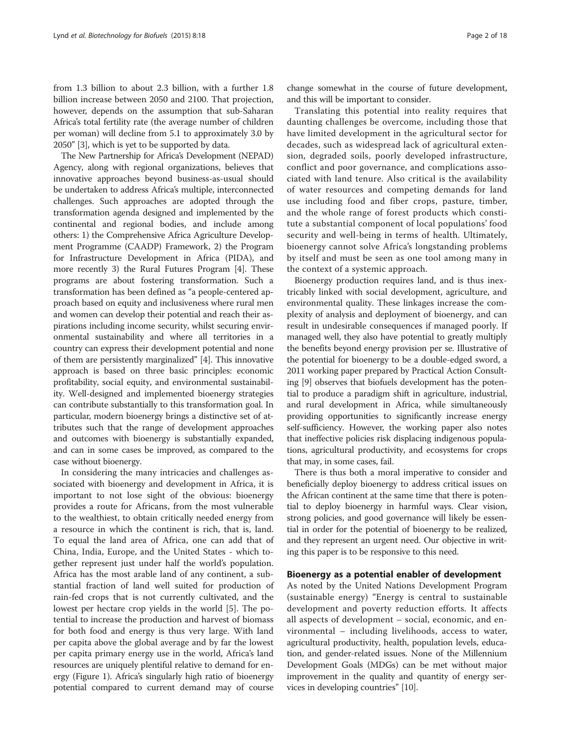from 1.3 billion to about 2.3 billion, with a further 1.8 billion increase between 2050 and 2100. That projection, however, depends on the assumption that sub-Saharan Africa's total fertility rate (the average number of children per woman) will decline from 5.1 to approximately 3.0 by 2050" [3], which is yet to be supported by data.

The New Partnership for Africa's Development (NEPAD) Agency, along with regional organizations, believes that innovative approaches beyond business-as-usual should be undertaken to address Africa's multiple, interconnected challenges. Such approaches are adopted through the transformation agenda designed and implemented by the continental and regional bodies, and include among others: 1) the Comprehensive Africa Agriculture Development Programme (CAADP) Framework, 2) the Program for Infrastructure Development in Africa (PIDA), and more recently 3) the Rural Futures Program [4]. These programs are about fostering transformation. Such a transformation has been defined as "a people-centered approach based on equity and inclusiveness where rural men and women can develop their potential and reach their aspirations including income security, whilst securing environmental sustainability and where all territories in a country can express their development potential and none of them are persistently marginalized" [4]. This innovative approach is based on three basic principles: economic profitability, social equity, and environmental sustainability. Well-designed and implemented bioenergy strategies can contribute substantially to this transformation goal. In particular, modern bioenergy brings a distinctive set of attributes such that the range of development approaches and outcomes with bioenergy is substantially expanded, and can in some cases be improved, as compared to the case without bioenergy.

In considering the many intricacies and challenges associated with bioenergy and development in Africa, it is important to not lose sight of the obvious: bioenergy provides a route for Africans, from the most vulnerable to the wealthiest, to obtain critically needed energy from a resource in which the continent is rich, that is, land. To equal the land area of Africa, one can add that of China, India, Europe, and the United States - which together represent just under half the world's population. Africa has the most arable land of any continent, a substantial fraction of land well suited for production of rain-fed crops that is not currently cultivated, and the lowest per hectare crop yields in the world [5]. The potential to increase the production and harvest of biomass for both food and energy is thus very large. With land per capita above the global average and by far the lowest per capita primary energy use in the world, Africa's land resources are uniquely plentiful relative to demand for energy (Figure 1). Africa's singularly high ratio of bioenergy potential compared to current demand may of course change somewhat in the course of future development, and this will be important to consider.

Translating this potential into reality requires that daunting challenges be overcome, including those that have limited development in the agricultural sector for decades, such as widespread lack of agricultural extension, degraded soils, poorly developed infrastructure, conflict and poor governance, and complications associated with land tenure. Also critical is the availability of water resources and competing demands for land use including food and fiber crops, pasture, timber, and the whole range of forest products which constitute a substantial component of local populations' food security and well-being in terms of health. Ultimately, bioenergy cannot solve Africa's longstanding problems by itself and must be seen as one tool among many in the context of a systemic approach.

Bioenergy production requires land, and is thus inextricably linked with social development, agriculture, and environmental quality. These linkages increase the complexity of analysis and deployment of bioenergy, and can result in undesirable consequences if managed poorly. If managed well, they also have potential to greatly multiply the benefits beyond energy provision per se. Illustrative of the potential for bioenergy to be a double-edged sword, a 2011 working paper prepared by Practical Action Consulting [9] observes that biofuels development has the potential to produce a paradigm shift in agriculture, industrial, and rural development in Africa, while simultaneously providing opportunities to significantly increase energy self-sufficiency. However, the working paper also notes that ineffective policies risk displacing indigenous populations, agricultural productivity, and ecosystems for crops that may, in some cases, fail.

There is thus both a moral imperative to consider and beneficially deploy bioenergy to address critical issues on the African continent at the same time that there is potential to deploy bioenergy in harmful ways. Clear vision, strong policies, and good governance will likely be essential in order for the potential of bioenergy to be realized, and they represent an urgent need. Our objective in writing this paper is to be responsive to this need.

## Bioenergy as a potential enabler of development

As noted by the United Nations Development Program (sustainable energy) "Energy is central to sustainable development and poverty reduction efforts. It affects all aspects of development – social, economic, and environmental – including livelihoods, access to water, agricultural productivity, health, population levels, education, and gender-related issues. None of the Millennium Development Goals (MDGs) can be met without major improvement in the quality and quantity of energy services in developing countries" [10].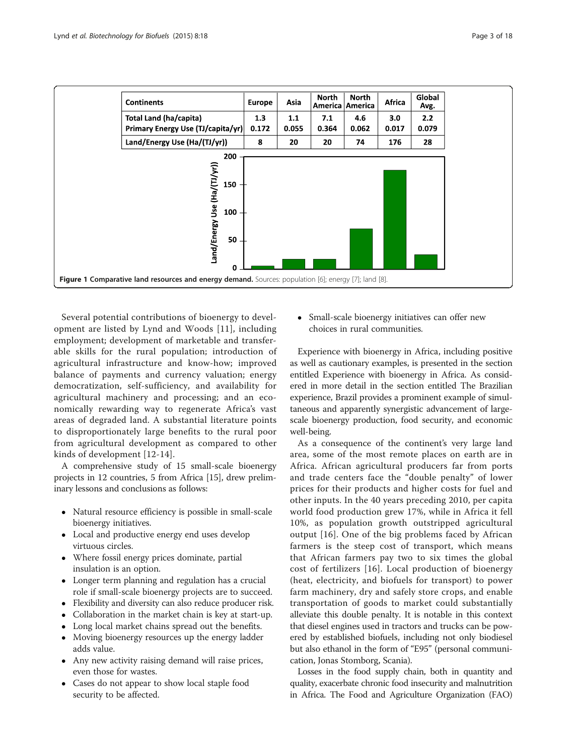| Continents | Europe | Asia | North America | North America | Africa | Global Avg. |
| --- | --- | --- | --- | --- | --- | --- |
| Total Land (ha/capita) | 1.3 | 1.1 | 7.1 | 4.6 | 3.0 | 2.2 |
| Primary Energy Use (TJ/capita/yr) | 0.172 | 0.055 | 0.364 | 0.062 | 0.017 | 0.079 |
| Land/Energy Use (Ha/(TJ/yr)) | 8 | 20 | 20 | 74 | 176 | 28 |

**Figure 1 Comparative land resources and energy demand.** Sources: population [6]; energy [7]; land [8].

Several potential contributions of bioenergy to development are listed by Lynd and Woods [11], including employment; development of marketable and transferable skills for the rural population; introduction of agricultural infrastructure and know-how; improved balance of payments and currency valuation; energy democratization, self-sufficiency, and availability for agricultural machinery and processing; and an economically rewarding way to regenerate Africa's vast areas of degraded land. A substantial literature points to disproportionately large benefits to the rural poor from agricultural development as compared to other kinds of development [12-14].

A comprehensive study of 15 small-scale bioenergy projects in 12 countries, 5 from Africa [15], drew preliminary lessons and conclusions as follows:

- Natural resource efficiency is possible in small-scale bioenergy initiatives.
- Local and productive energy end uses develop virtuous circles.
- Where fossil energy prices dominate, partial insulation is an option.
- Longer term planning and regulation has a crucial role if small-scale bioenergy projects are to succeed.
- Flexibility and diversity can also reduce producer risk.
- Collaboration in the market chain is key at start-up.
- Long local market chains spread out the benefits.
- Moving bioenergy resources up the energy ladder adds value.
- Any new activity raising demand will raise prices, even those for wastes.
- Cases do not appear to show local staple food security to be affected.
- Small-scale bioenergy initiatives can offer new choices in rural communities.

Experience with bioenergy in Africa, including positive as well as cautionary examples, is presented in the section entitled Experience with bioenergy in Africa. As considered in more detail in the section entitled The Brazilian experience, Brazil provides a prominent example of simultaneous and apparently synergistic advancement of large-scale bioenergy production, food security, and economic well-being.

As a consequence of the continent's very large land area, some of the most remote places on earth are in Africa. African agricultural producers far from ports and trade centers face the "double penalty" of lower prices for their products and higher costs for fuel and other inputs. In the 40 years preceding 2010, per capita world food production grew 17%, while in Africa it fell 10%, as population growth outstripped agricultural output [16]. One of the big problems faced by African farmers is the steep cost of transport, which means that African farmers pay two to six times the global cost of fertilizers [16]. Local production of bioenergy (heat, electricity, and biofuels for transport) to power farm machinery, dry and safely store crops, and enable transportation of goods to market could substantially alleviate this double penalty. It is notable in this context that diesel engines used in tractors and trucks can be powered by established biofuels, including not only biodiesel but also ethanol in the form of "E95" (personal communication, Jonas Stomborg, Scania).

Losses in the food supply chain, both in quantity and quality, exacerbate chronic food insecurity and malnutrition in Africa. The Food and Agriculture Organization (FAO)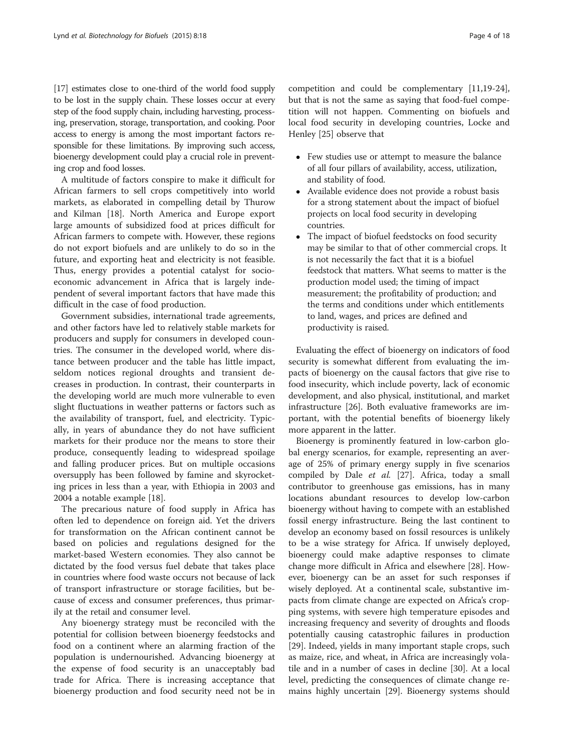[17] estimates close to one-third of the world food supply to be lost in the supply chain. These losses occur at every step of the food supply chain, including harvesting, processing, preservation, storage, transportation, and cooking. Poor access to energy is among the most important factors responsible for these limitations. By improving such access, bioenergy development could play a crucial role in preventing crop and food losses.

A multitude of factors conspire to make it difficult for African farmers to sell crops competitively into world markets, as elaborated in compelling detail by Thurow and Kilman [18]. North America and Europe export large amounts of subsidized food at prices difficult for African farmers to compete with. However, these regions do not export biofuels and are unlikely to do so in the future, and exporting heat and electricity is not feasible. Thus, energy provides a potential catalyst for socio-economic advancement in Africa that is largely independent of several important factors that have made this difficult in the case of food production.

Government subsidies, international trade agreements, and other factors have led to relatively stable markets for producers and supply for consumers in developed countries. The consumer in the developed world, where distance between producer and the table has little impact, seldom notices regional droughts and transient decreases in production. In contrast, their counterparts in the developing world are much more vulnerable to even slight fluctuations in weather patterns or factors such as the availability of transport, fuel, and electricity. Typically, in years of abundance they do not have sufficient markets for their produce nor the means to store their produce, consequently leading to widespread spoilage and falling producer prices. But on multiple occasions oversupply has been followed by famine and skyrocketing prices in less than a year, with Ethiopia in 2003 and 2004 a notable example [18].

The precarious nature of food supply in Africa has often led to dependence on foreign aid. Yet the drivers for transformation on the African continent cannot be based on policies and regulations designed for the market-based Western economies. They also cannot be dictated by the food versus fuel debate that takes place in countries where food waste occurs not because of lack of transport infrastructure or storage facilities, but because of excess and consumer preferences, thus primarily at the retail and consumer level.

Any bioenergy strategy must be reconciled with the potential for collision between bioenergy feedstocks and food on a continent where an alarming fraction of the population is undernourished. Advancing bioenergy at the expense of food security is an unacceptably bad trade for Africa. There is increasing acceptance that bioenergy production and food security need not be in competition and could be complementary [11,19-24], but that is not the same as saying that food-fuel competition will not happen. Commenting on biofuels and local food security in developing countries, Locke and Henley [25] observe that

- Few studies use or attempt to measure the balance of all four pillars of availability, access, utilization, and stability of food.
- Available evidence does not provide a robust basis for a strong statement about the impact of biofuel projects on local food security in developing countries.
- The impact of biofuel feedstocks on food security may be similar to that of other commercial crops. It is not necessarily the fact that it is a biofuel feedstock that matters. What seems to matter is the production model used; the timing of impact measurement; the profitability of production; and the terms and conditions under which entitlements to land, wages, and prices are defined and productivity is raised.

Evaluating the effect of bioenergy on indicators of food security is somewhat different from evaluating the impacts of bioenergy on the causal factors that give rise to food insecurity, which include poverty, lack of economic development, and also physical, institutional, and market infrastructure [26]. Both evaluative frameworks are important, with the potential benefits of bioenergy likely more apparent in the latter.

Bioenergy is prominently featured in low-carbon global energy scenarios, for example, representing an average of 25% of primary energy supply in five scenarios compiled by Dale *et al.* [27]. Africa, today a small contributor to greenhouse gas emissions, has in many locations abundant resources to develop low-carbon bioenergy without having to compete with an established fossil energy infrastructure. Being the last continent to develop an economy based on fossil resources is unlikely to be a wise strategy for Africa. If unwisely deployed, bioenergy could make adaptive responses to climate change more difficult in Africa and elsewhere [28]. However, bioenergy can be an asset for such responses if wisely deployed. At a continental scale, substantive impacts from climate change are expected on Africa's cropping systems, with severe high temperature episodes and increasing frequency and severity of droughts and floods potentially causing catastrophic failures in production [29]. Indeed, yields in many important staple crops, such as maize, rice, and wheat, in Africa are increasingly volatile and in a number of cases in decline [30]. At a local level, predicting the consequences of climate change remains highly uncertain [29]. Bioenergy systems should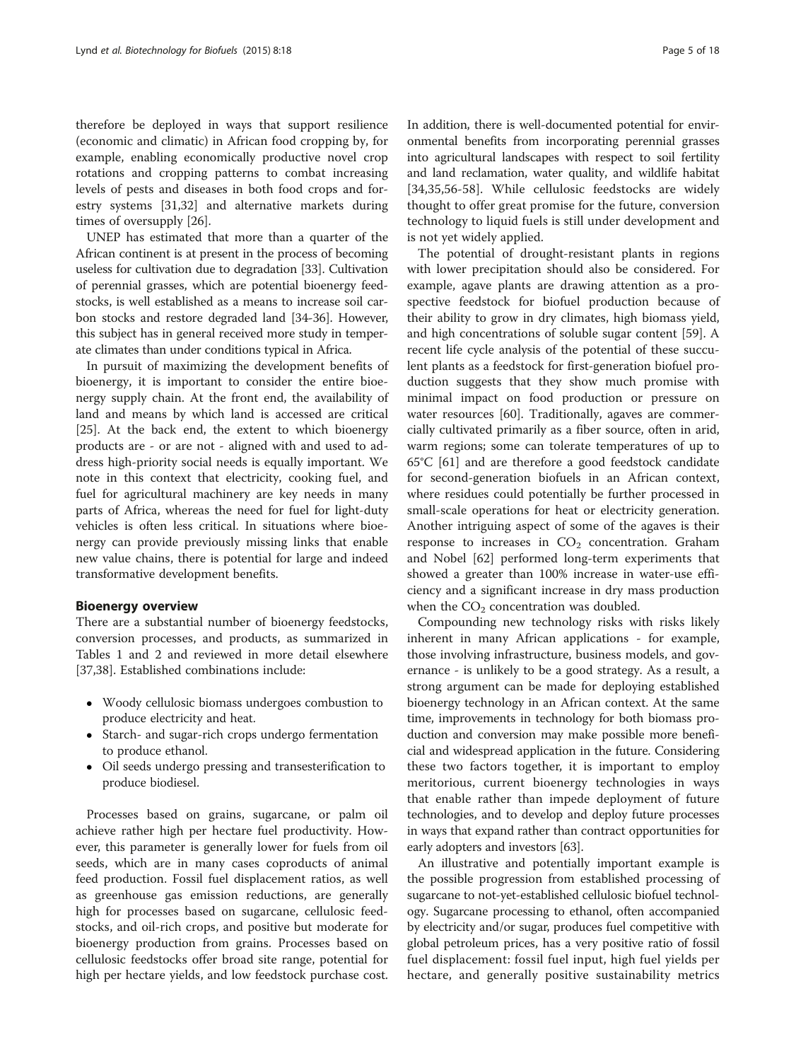therefore be deployed in ways that support resilience (economic and climatic) in African food cropping by, for example, enabling economically productive novel crop rotations and cropping patterns to combat increasing levels of pests and diseases in both food crops and forestry systems [31,32] and alternative markets during times of oversupply [26].

UNEP has estimated that more than a quarter of the African continent is at present in the process of becoming useless for cultivation due to degradation [33]. Cultivation of perennial grasses, which are potential bioenergy feedstocks, is well established as a means to increase soil carbon stocks and restore degraded land [34-36]. However, this subject has in general received more study in temperate climates than under conditions typical in Africa.

In pursuit of maximizing the development benefits of bioenergy, it is important to consider the entire bioenergy supply chain. At the front end, the availability of land and means by which land is accessed are critical [25]. At the back end, the extent to which bioenergy products are - or are not - aligned with and used to address high-priority social needs is equally important. We note in this context that electricity, cooking fuel, and fuel for agricultural machinery are key needs in many parts of Africa, whereas the need for fuel for light-duty vehicles is often less critical. In situations where bioenergy can provide previously missing links that enable new value chains, there is potential for large and indeed transformative development benefits.

## Bioenergy overview

There are a substantial number of bioenergy feedstocks, conversion processes, and products, as summarized in Tables 1 and 2 and reviewed in more detail elsewhere [37,38]. Established combinations include:

- Woody cellulosic biomass undergoes combustion to produce electricity and heat.
- Starch- and sugar-rich crops undergo fermentation to produce ethanol.
- Oil seeds undergo pressing and transesterification to produce biodiesel.

Processes based on grains, sugarcane, or palm oil achieve rather high per hectare fuel productivity. However, this parameter is generally lower for fuels from oil seeds, which are in many cases coproducts of animal feed production. Fossil fuel displacement ratios, as well as greenhouse gas emission reductions, are generally high for processes based on sugarcane, cellulosic feedstocks, and oil-rich crops, and positive but moderate for bioenergy production from grains. Processes based on cellulosic feedstocks offer broad site range, potential for high per hectare yields, and low feedstock purchase cost. In addition, there is well-documented potential for environmental benefits from incorporating perennial grasses into agricultural landscapes with respect to soil fertility and land reclamation, water quality, and wildlife habitat [34,35,56-58]. While cellulosic feedstocks are widely thought to offer great promise for the future, conversion technology to liquid fuels is still under development and is not yet widely applied.

The potential of drought-resistant plants in regions with lower precipitation should also be considered. For example, agave plants are drawing attention as a prospective feedstock for biofuel production because of their ability to grow in dry climates, high biomass yield, and high concentrations of soluble sugar content [59]. A recent life cycle analysis of the potential of these succulent plants as a feedstock for first-generation biofuel production suggests that they show much promise with minimal impact on food production or pressure on water resources [60]. Traditionally, agaves are commercially cultivated primarily as a fiber source, often in arid, warm regions; some can tolerate temperatures of up to 65°C [61] and are therefore a good feedstock candidate for second-generation biofuels in an African context, where residues could potentially be further processed in small-scale operations for heat or electricity generation. Another intriguing aspect of some of the agaves is their response to increases in $CO_2$ concentration. Graham and Nobel [62] performed long-term experiments that showed a greater than 100% increase in water-use efficiency and a significant increase in dry mass production when the $CO_2$ concentration was doubled.

Compounding new technology risks with risks likely inherent in many African applications - for example, those involving infrastructure, business models, and governance - is unlikely to be a good strategy. As a result, a strong argument can be made for deploying established bioenergy technology in an African context. At the same time, improvements in technology for both biomass production and conversion may make possible more beneficial and widespread application in the future. Considering these two factors together, it is important to employ meritorious, current bioenergy technologies in ways that enable rather than impede deployment of future technologies, and to develop and deploy future processes in ways that expand rather than contract opportunities for early adopters and investors [63].

An illustrative and potentially important example is the possible progression from established processing of sugarcane to not-yet-established cellulosic biofuel technology. Sugarcane processing to ethanol, often accompanied by electricity and/or sugar, produces fuel competitive with global petroleum prices, has a very positive ratio of fossil fuel displacement: fossil fuel input, high fuel yields per hectare, and generally positive sustainability metrics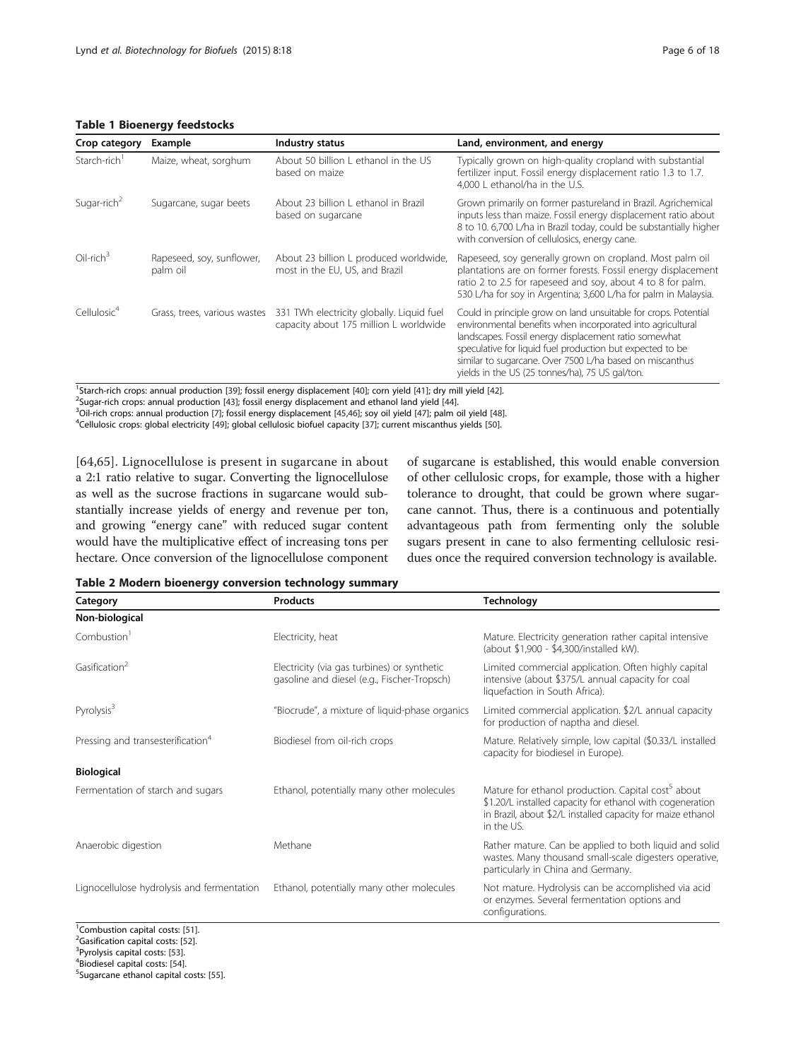**Table 1 Bioenergy feedstocks**

| Crop category | Example | Industry status | Land, environment, and energy |
|---|---|---|---|
| Starch-rich[1] | Maize, wheat, sorghum | About 50 billion L ethanol in the US based on maize | Typically grown on high-quality cropland with substantial fertilizer input. Fossil energy displacement ratio 1.3 to 1.7. 4,000 L ethanol/ha in the U.S. |
| Sugar-rich[2] | Sugarcane, sugar beets | About 23 billion L ethanol in Brazil based on sugarcane | Grown primarily on former pastureland in Brazil. Agrichemical inputs less than maize. Fossil energy displacement ratio about 8 to 10. 6,700 L/ha in Brazil today, could be substantially higher with conversion of cellulosics, energy cane. |
| Oil-rich[3] | Rapeseed, soy, sunflower, palm oil | About 23 billion L produced worldwide, most in the EU, US, and Brazil | Rapeseed, soy generally grown on cropland. Most palm oil plantations are on former forests. Fossil energy displacement ratio 2 to 2.5 for rapeseed and soy, about 4 to 8 for palm. 530 L/ha for soy in Argentina; 3,600 L/ha for palm in Malaysia. |
| Cellulosic[4] | Grass, trees, various wastes | 331 TWh electricity globally. Liquid fuel capacity about 175 million L worldwide | Could in principle grow on land unsuitable for crops. Potential environmental benefits when incorporated into agricultural landscapes. Fossil energy displacement ratio somewhat speculative for liquid fuel production but expected to be similar to sugarcane. Over 7500 L/ha based on miscanthus yields in the US (25 tonnes/ha), 75 US gal/ton. |

[1]Starch-rich crops: annual production [39]; fossil energy displacement [40]; corn yield [41]; dry mill yield [42].
[2]Sugar-rich crops: annual production [43]; fossil energy displacement and ethanol land yield [44].
[3]Oil-rich crops: annual production [7]; fossil energy displacement [45,46]; soy oil yield [47]; palm oil yield [48].
[4]Cellulosic crops: global electricity [49]; global cellulosic biofuel capacity [37]; current miscanthus yields [50].

[64,65]. Lignocellulose is present in sugarcane in about a 2:1 ratio relative to sugar. Converting the lignocellulose as well as the sucrose fractions in sugarcane would substantially increase yields of energy and revenue per ton, and growing "energy cane" with reduced sugar content would have the multiplicative effect of increasing tons per hectare. Once conversion of the lignocellulose component of sugarcane is established, this would enable conversion of other cellulosic crops, for example, those with a higher tolerance to drought, that could be grown where sugarcane cannot. Thus, there is a continuous and potentially advantageous path from fermenting only the soluble sugars present in cane to also fermenting cellulosic residues once the required conversion technology is available.

**Table 2 Modern bioenergy conversion technology summary**

| Category | Products | Technology |
|---|---|---|
| **Non-biological** | | |
| Combustion[1] | Electricity, heat | Mature. Electricity generation rather capital intensive (about $1,900 - $4,300/installed kW). |
| Gasification[2] | Electricity (via gas turbines) or synthetic gasoline and diesel (e.g., Fischer-Tropsch) | Limited commercial application. Often highly capital intensive (about $375/L annual capacity for coal liquefaction in South Africa). |
| Pyrolysis[3] | "Biocrude", a mixture of liquid-phase organics | Limited commercial application. $2/L annual capacity for production of naptha and diesel. |
| Pressing and transesterification[4] | Biodiesel from oil-rich crops | Mature. Relatively simple, low capital ($0.33/L installed capacity for biodiesel in Europe). |
| **Biological** | | |
| Fermentation of starch and sugars | Ethanol, potentially many other molecules | Mature for ethanol production. Capital cost[5] about $1.20/L installed capacity for ethanol with cogeneration in Brazil, about $2/L installed capacity for maize ethanol in the US. |
| Anaerobic digestion | Methane | Rather mature. Can be applied to both liquid and solid wastes. Many thousand small-scale digesters operative, particularly in China and Germany. |
| Lignocellulose hydrolysis and fermentation | Ethanol, potentially many other molecules | Not mature. Hydrolysis can be accomplished via acid or enzymes. Several fermentation options and configurations. |

[1]Combustion capital costs: [51].
[2]Gasification capital costs: [52].
[3]Pyrolysis capital costs: [53].
[4]Biodiesel capital costs: [54].
[5]Sugarcane ethanol capital costs: [55].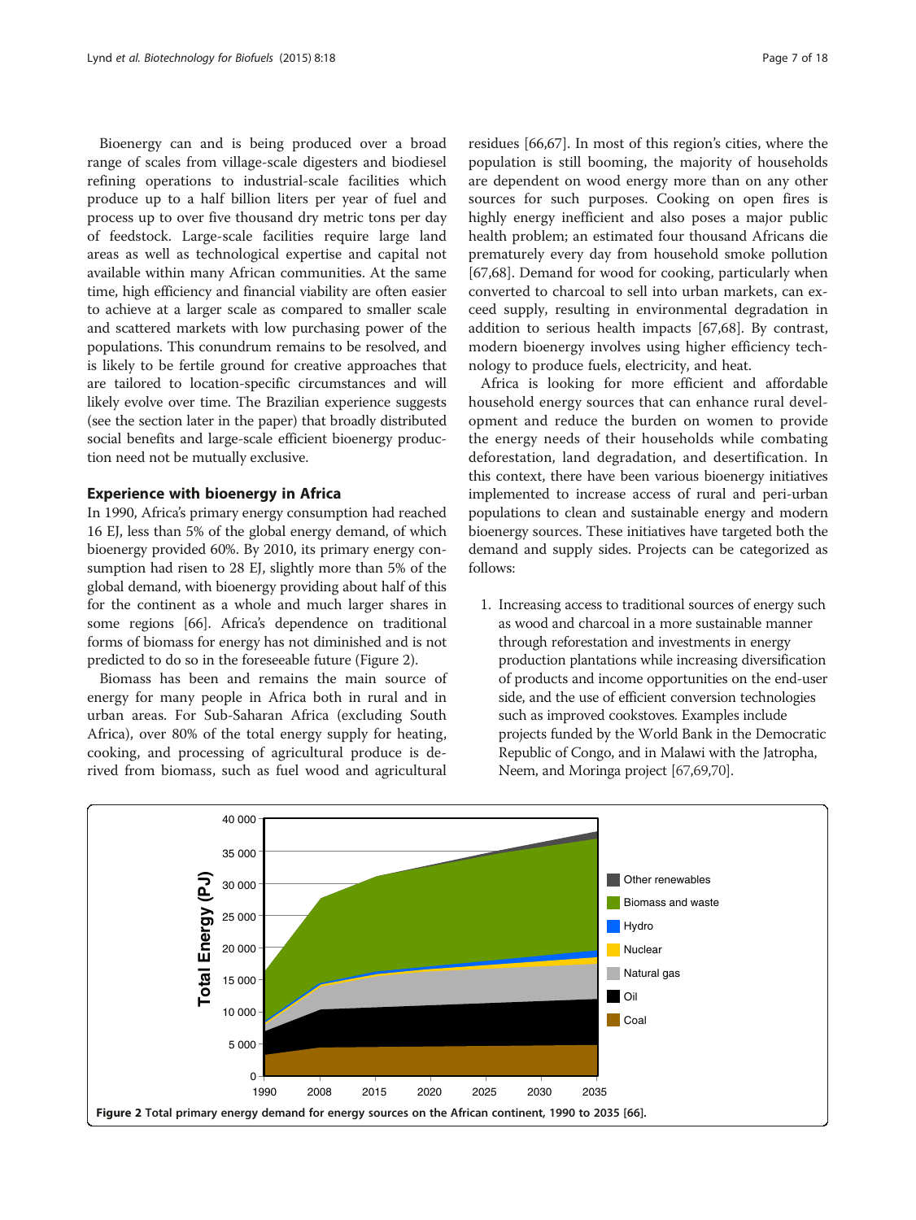Bioenergy can and is being produced over a broad range of scales from village-scale digesters and biodiesel refining operations to industrial-scale facilities which produce up to a half billion liters per year of fuel and process up to over five thousand dry metric tons per day of feedstock. Large-scale facilities require large land areas as well as technological expertise and capital not available within many African communities. At the same time, high efficiency and financial viability are often easier to achieve at a larger scale as compared to smaller scale and scattered markets with low purchasing power of the populations. This conundrum remains to be resolved, and is likely to be fertile ground for creative approaches that are tailored to location-specific circumstances and will likely evolve over time. The Brazilian experience suggests (see the section later in the paper) that broadly distributed social benefits and large-scale efficient bioenergy production need not be mutually exclusive.

## Experience with bioenergy in Africa

In 1990, Africa's primary energy consumption had reached 16 EJ, less than 5% of the global energy demand, of which bioenergy provided 60%. By 2010, its primary energy consumption had risen to 28 EJ, slightly more than 5% of the global demand, with bioenergy providing about half of this for the continent as a whole and much larger shares in some regions [66]. Africa's dependence on traditional forms of biomass for energy has not diminished and is not predicted to do so in the foreseeable future (Figure 2).

Biomass has been and remains the main source of energy for many people in Africa both in rural and in urban areas. For Sub-Saharan Africa (excluding South Africa), over 80% of the total energy supply for heating, cooking, and processing of agricultural produce is derived from biomass, such as fuel wood and agricultural residues [66,67]. In most of this region's cities, where the population is still booming, the majority of households are dependent on wood energy more than on any other sources for such purposes. Cooking on open fires is highly energy inefficient and also poses a major public health problem; an estimated four thousand Africans die prematurely every day from household smoke pollution [67,68]. Demand for wood for cooking, particularly when converted to charcoal to sell into urban markets, can exceed supply, resulting in environmental degradation in addition to serious health impacts [67,68]. By contrast, modern bioenergy involves using higher efficiency technology to produce fuels, electricity, and heat.

Africa is looking for more efficient and affordable household energy sources that can enhance rural development and reduce the burden on women to provide the energy needs of their households while combating deforestation, land degradation, and desertification. In this context, there have been various bioenergy initiatives implemented to increase access of rural and peri-urban populations to clean and sustainable energy and modern bioenergy sources. These initiatives have targeted both the demand and supply sides. Projects can be categorized as follows:

1. Increasing access to traditional sources of energy such as wood and charcoal in a more sustainable manner through reforestation and investments in energy production plantations while increasing diversification of products and income opportunities on the end-user side, and the use of efficient conversion technologies such as improved cookstoves. Examples include projects funded by the World Bank in the Democratic Republic of Congo, and in Malawi with the Jatropha, Neem, and Moringa project [67,69,70].

**Figure 2** Total primary energy demand for energy sources on the African continent, 1990 to 2035 [66].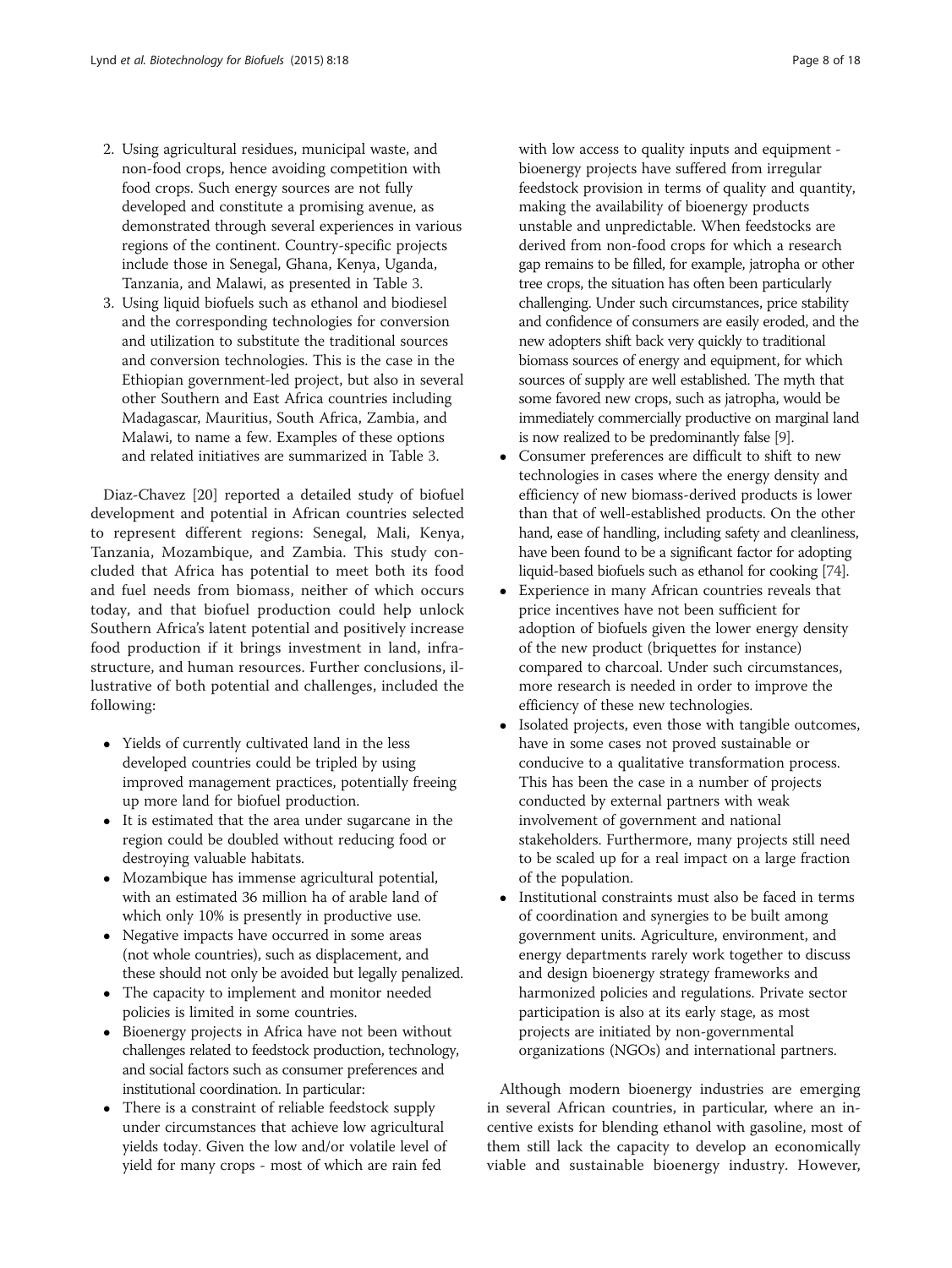2. Using agricultural residues, municipal waste, and non-food crops, hence avoiding competition with food crops. Such energy sources are not fully developed and constitute a promising avenue, as demonstrated through several experiences in various regions of the continent. Country-specific projects include those in Senegal, Ghana, Kenya, Uganda, Tanzania, and Malawi, as presented in Table 3.
3. Using liquid biofuels such as ethanol and biodiesel and the corresponding technologies for conversion and utilization to substitute the traditional sources and conversion technologies. This is the case in the Ethiopian government-led project, but also in several other Southern and East Africa countries including Madagascar, Mauritius, South Africa, Zambia, and Malawi, to name a few. Examples of these options and related initiatives are summarized in Table 3.

Diaz-Chavez [20] reported a detailed study of biofuel development and potential in African countries selected to represent different regions: Senegal, Mali, Kenya, Tanzania, Mozambique, and Zambia. This study concluded that Africa has potential to meet both its food and fuel needs from biomass, neither of which occurs today, and that biofuel production could help unlock Southern Africa's latent potential and positively increase food production if it brings investment in land, infrastructure, and human resources. Further conclusions, illustrative of both potential and challenges, included the following:

- Yields of currently cultivated land in the less developed countries could be tripled by using improved management practices, potentially freeing up more land for biofuel production.
- It is estimated that the area under sugarcane in the region could be doubled without reducing food or destroying valuable habitats.
- Mozambique has immense agricultural potential, with an estimated 36 million ha of arable land of which only 10% is presently in productive use.
- Negative impacts have occurred in some areas (not whole countries), such as displacement, and these should not only be avoided but legally penalized.
- The capacity to implement and monitor needed policies is limited in some countries.
- Bioenergy projects in Africa have not been without challenges related to feedstock production, technology, and social factors such as consumer preferences and institutional coordination. In particular:
- There is a constraint of reliable feedstock supply under circumstances that achieve low agricultural yields today. Given the low and/or volatile level of yield for many crops - most of which are rain fed with low access to quality inputs and equipment - bioenergy projects have suffered from irregular feedstock provision in terms of quality and quantity, making the availability of bioenergy products unstable and unpredictable. When feedstocks are derived from non-food crops for which a research gap remains to be filled, for example, jatropha or other tree crops, the situation has often been particularly challenging. Under such circumstances, price stability and confidence of consumers are easily eroded, and the new adopters shift back very quickly to traditional biomass sources of energy and equipment, for which sources of supply are well established. The myth that some favored new crops, such as jatropha, would be immediately commercially productive on marginal land is now realized to be predominantly false [9].
- Consumer preferences are difficult to shift to new technologies in cases where the energy density and efficiency of new biomass-derived products is lower than that of well-established products. On the other hand, ease of handling, including safety and cleanliness, have been found to be a significant factor for adopting liquid-based biofuels such as ethanol for cooking [74].
- Experience in many African countries reveals that price incentives have not been sufficient for adoption of biofuels given the lower energy density of the new product (briquettes for instance) compared to charcoal. Under such circumstances, more research is needed in order to improve the efficiency of these new technologies.
- Isolated projects, even those with tangible outcomes, have in some cases not proved sustainable or conducive to a qualitative transformation process. This has been the case in a number of projects conducted by external partners with weak involvement of government and national stakeholders. Furthermore, many projects still need to be scaled up for a real impact on a large fraction of the population.
- Institutional constraints must also be faced in terms of coordination and synergies to be built among government units. Agriculture, environment, and energy departments rarely work together to discuss and design bioenergy strategy frameworks and harmonized policies and regulations. Private sector participation is also at its early stage, as most projects are initiated by non-governmental organizations (NGOs) and international partners.

Although modern bioenergy industries are emerging in several African countries, in particular, where an incentive exists for blending ethanol with gasoline, most of them still lack the capacity to develop an economically viable and sustainable bioenergy industry. However,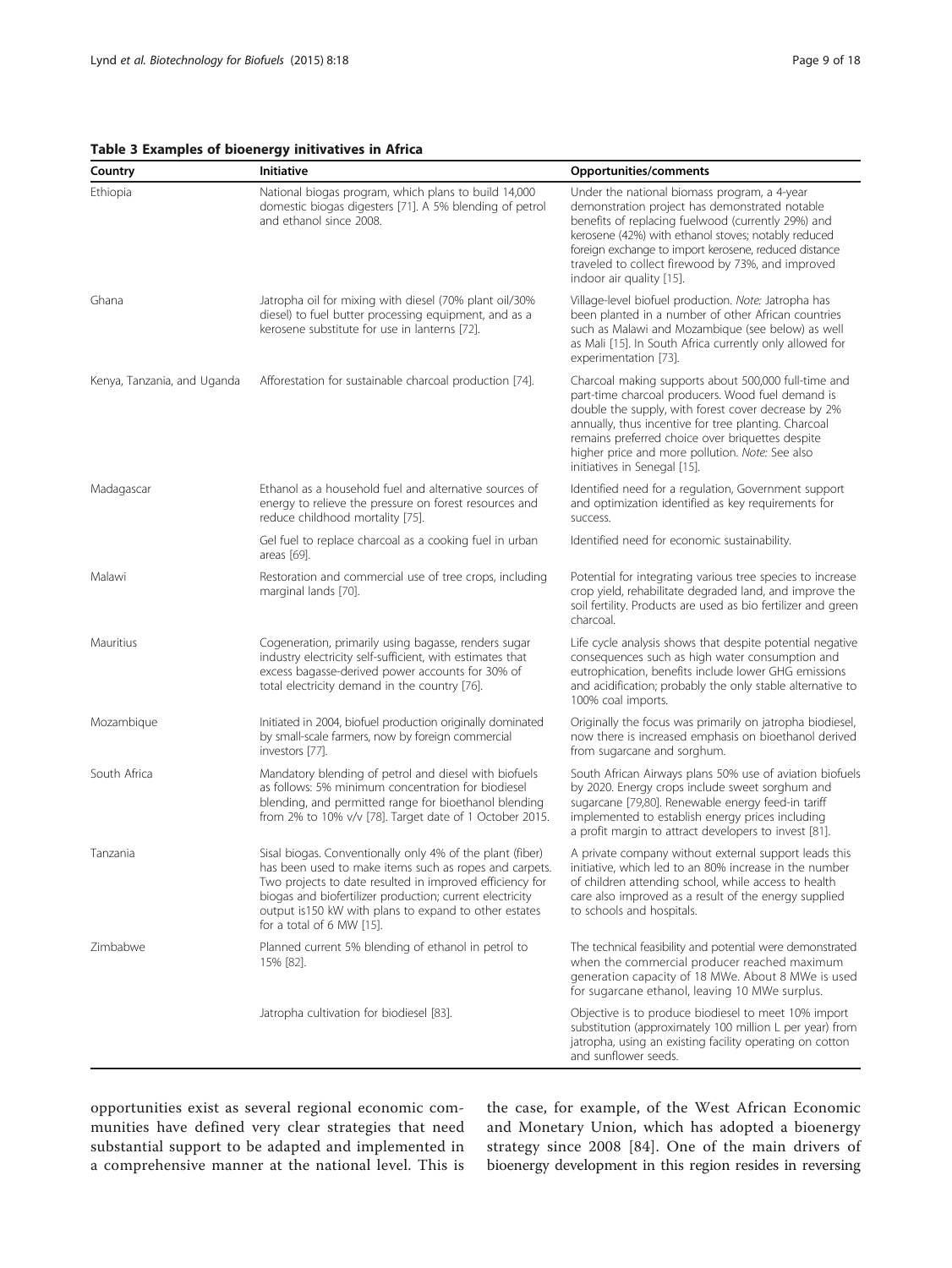**Table 3 Examples of bioenergy initivatives in Africa**

| Country | Initiative | Opportunities/comments |
|---|---|---|
| Ethiopia | National biogas program, which plans to build 14,000 domestic biogas digesters [71]. A 5% blending of petrol and ethanol since 2008. | Under the national biomass program, a 4-year demonstration project has demonstrated notable benefits of replacing fuelwood (currently 29%) and kerosene (42%) with ethanol stoves; notably reduced foreign exchange to import kerosene, reduced distance traveled to collect firewood by 73%, and improved indoor air quality [15]. |
| Ghana | Jatropha oil for mixing with diesel (70% plant oil/30% diesel) to fuel butter processing equipment, and as a kerosene substitute for use in lanterns [72]. | Village-level biofuel production. *Note:* Jatropha has been planted in a number of other African countries such as Malawi and Mozambique (see below) as well as Mali [15]. In South Africa currently only allowed for experimentation [73]. |
| Kenya, Tanzania, and Uganda | Afforestation for sustainable charcoal production [74]. | Charcoal making supports about 500,000 full-time and part-time charcoal producers. Wood fuel demand is double the supply, with forest cover decrease by 2% annually, thus incentive for tree planting. Charcoal remains preferred choice over briquettes despite higher price and more pollution. *Note:* See also initiatives in Senegal [15]. |
| Madagascar | Ethanol as a household fuel and alternative sources of energy to relieve the pressure on forest resources and reduce childhood mortality [75]. | Identified need for a regulation, Government support and optimization identified as key requirements for success. |
| | Gel fuel to replace charcoal as a cooking fuel in urban areas [69]. | Identified need for economic sustainability. |
| Malawi | Restoration and commercial use of tree crops, including marginal lands [70]. | Potential for integrating various tree species to increase crop yield, rehabilitate degraded land, and improve the soil fertility. Products are used as bio fertilizer and green charcoal. |
| Mauritius | Cogeneration, primarily using bagasse, renders sugar industry electricity self-sufficient, with estimates that excess bagasse-derived power accounts for 30% of total electricity demand in the country [76]. | Life cycle analysis shows that despite potential negative consequences such as high water consumption and eutrophication, benefits include lower GHG emissions and acidification; probably the only stable alternative to 100% coal imports. |
| Mozambique | Initiated in 2004, biofuel production originally dominated by small-scale farmers, now by foreign commercial investors [77]. | Originally the focus was primarily on jatropha biodiesel, now there is increased emphasis on bioethanol derived from sugarcane and sorghum. |
| South Africa | Mandatory blending of petrol and diesel with biofuels as follows: 5% minimum concentration for biodiesel blending, and permitted range for bioethanol blending from 2% to 10% v/v [78]. Target date of 1 October 2015. | South African Airways plans 50% use of aviation biofuels by 2020. Energy crops include sweet sorghum and sugarcane [79,80]. Renewable energy feed-in tariff implemented to establish energy prices including a profit margin to attract developers to invest [81]. |
| Tanzania | Sisal biogas. Conventionally only 4% of the plant (fiber) has been used to make items such as ropes and carpets. Two projects to date resulted in improved efficiency for biogas and biofertilizer production; current electricity output is150 kW with plans to expand to other estates for a total of 6 MW [15]. | A private company without external support leads this initiative, which led to an 80% increase in the number of children attending school, while access to health care also improved as a result of the energy supplied to schools and hospitals. |
| Zimbabwe | Planned current 5% blending of ethanol in petrol to 15% [82]. | The technical feasibility and potential were demonstrated when the commercial producer reached maximum generation capacity of 18 MWe. About 8 MWe is used for sugarcane ethanol, leaving 10 MWe surplus. |
| | Jatropha cultivation for biodiesel [83]. | Objective is to produce biodiesel to meet 10% import substitution (approximately 100 million L per year) from jatropha, using an existing facility operating on cotton and sunflower seeds. |

opportunities exist as several regional economic communities have defined very clear strategies that need substantial support to be adapted and implemented in a comprehensive manner at the national level. This is the case, for example, of the West African Economic and Monetary Union, which has adopted a bioenergy strategy since 2008 [84]. One of the main drivers of bioenergy development in this region resides in reversing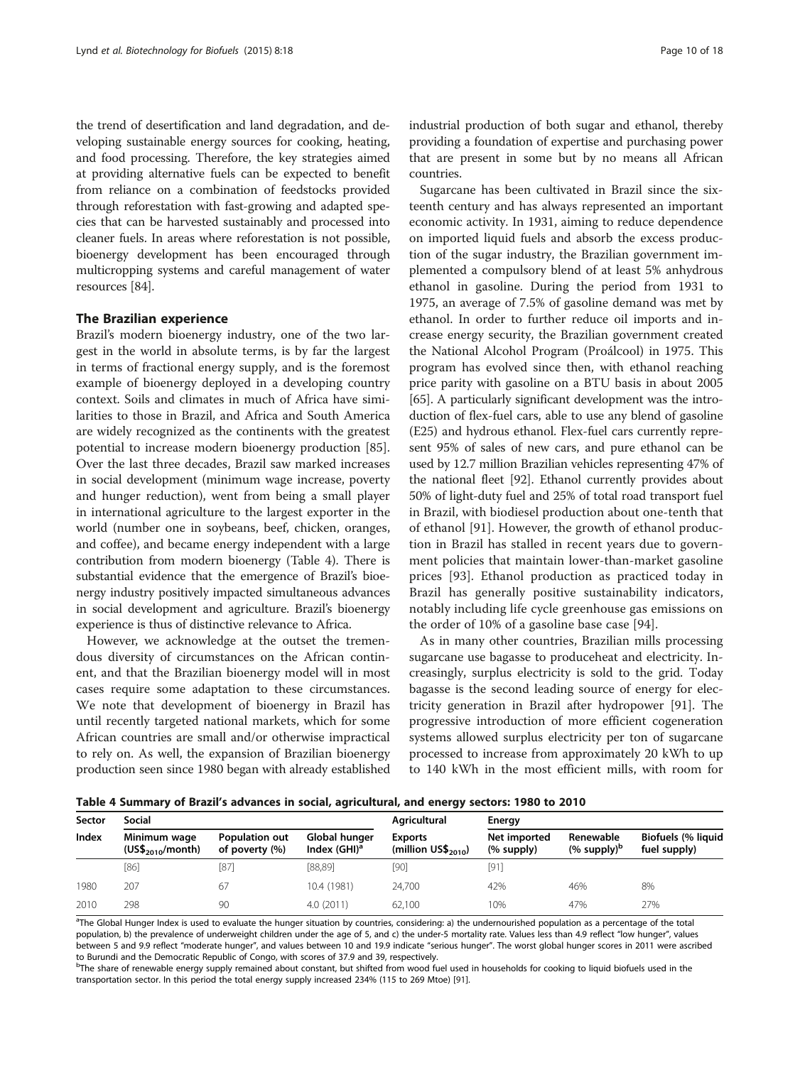the trend of desertification and land degradation, and developing sustainable energy sources for cooking, heating, and food processing. Therefore, the key strategies aimed at providing alternative fuels can be expected to benefit from reliance on a combination of feedstocks provided through reforestation with fast-growing and adapted species that can be harvested sustainably and processed into cleaner fuels. In areas where reforestation is not possible, bioenergy development has been encouraged through multicropping systems and careful management of water resources [84].

## The Brazilian experience

Brazil's modern bioenergy industry, one of the two largest in the world in absolute terms, is by far the largest in terms of fractional energy supply, and is the foremost example of bioenergy deployed in a developing country context. Soils and climates in much of Africa have similarities to those in Brazil, and Africa and South America are widely recognized as the continents with the greatest potential to increase modern bioenergy production [85]. Over the last three decades, Brazil saw marked increases in social development (minimum wage increase, poverty and hunger reduction), went from being a small player in international agriculture to the largest exporter in the world (number one in soybeans, beef, chicken, oranges, and coffee), and became energy independent with a large contribution from modern bioenergy (Table 4). There is substantial evidence that the emergence of Brazil's bioenergy industry positively impacted simultaneous advances in social development and agriculture. Brazil's bioenergy experience is thus of distinctive relevance to Africa.

However, we acknowledge at the outset the tremendous diversity of circumstances on the African continent, and that the Brazilian bioenergy model will in most cases require some adaptation to these circumstances. We note that development of bioenergy in Brazil has until recently targeted national markets, which for some African countries are small and/or otherwise impractical to rely on. As well, the expansion of Brazilian bioenergy production seen since 1980 began with already established industrial production of both sugar and ethanol, thereby providing a foundation of expertise and purchasing power that are present in some but by no means all African countries.

Sugarcane has been cultivated in Brazil since the sixteenth century and has always represented an important economic activity. In 1931, aiming to reduce dependence on imported liquid fuels and absorb the excess production of the sugar industry, the Brazilian government implemented a compulsory blend of at least 5% anhydrous ethanol in gasoline. During the period from 1931 to 1975, an average of 7.5% of gasoline demand was met by ethanol. In order to further reduce oil imports and increase energy security, the Brazilian government created the National Alcohol Program (Proálcool) in 1975. This program has evolved since then, with ethanol reaching price parity with gasoline on a BTU basis in about 2005 [65]. A particularly significant development was the introduction of flex-fuel cars, able to use any blend of gasoline (E25) and hydrous ethanol. Flex-fuel cars currently represent 95% of sales of new cars, and pure ethanol can be used by 12.7 million Brazilian vehicles representing 47% of the national fleet [92]. Ethanol currently provides about 50% of light-duty fuel and 25% of total road transport fuel in Brazil, with biodiesel production about one-tenth that of ethanol [91]. However, the growth of ethanol production in Brazil has stalled in recent years due to government policies that maintain lower-than-market gasoline prices [93]. Ethanol production as practiced today in Brazil has generally positive sustainability indicators, notably including life cycle greenhouse gas emissions on the order of 10% of a gasoline base case [94].

As in many other countries, Brazilian mills processing sugarcane use bagasse to produceheat and electricity. Increasingly, surplus electricity is sold to the grid. Today bagasse is the second leading source of energy for electricity generation in Brazil after hydropower [91]. The progressive introduction of more efficient cogeneration systems allowed surplus electricity per ton of sugarcane processed to increase from approximately 20 kWh to up to 140 kWh in the most efficient mills, with room for

**Table 4 Summary of Brazil's advances in social, agricultural, and energy sectors: 1980 to 2010**

| Sector | Social | | | Agricultural | Energy | | |
|---|---|---|---|---|---|---|---|
| Index | Minimum wage ($US\$_{2010}$/month) | Population out of poverty (%) | Global hunger Index (GHI)[a] | Exports (million $US\$_{2010}$) | Net imported (% supply) | Renewable (% supply)[b] | Biofuels (% liquid fuel supply) |
| | [86] | [87] | [88,89] | [90] | [91] | | |
| 1980 | 207 | 67 | 10.4 (1981) | 24,700 | 42% | 46% | 8% |
| 2010 | 298 | 90 | 4.0 (2011) | 62,100 | 10% | 47% | 27% |

[a]The Global Hunger Index is used to evaluate the hunger situation by countries, considering: a) the undernourished population as a percentage of the total population, b) the prevalence of underweight children under the age of 5, and c) the under-5 mortality rate. Values less than 4.9 reflect "low hunger", values between 5 and 9.9 reflect "moderate hunger", and values between 10 and 19.9 indicate "serious hunger". The worst global hunger scores in 2011 were ascribed to Burundi and the Democratic Republic of Congo, with scores of 37.9 and 39, respectively.

[b]The share of renewable energy supply remained about constant, but shifted from wood fuel used in households for cooking to liquid biofuels used in the transportation sector. In this period the total energy supply increased 234% (115 to 269 Mtoe) [91].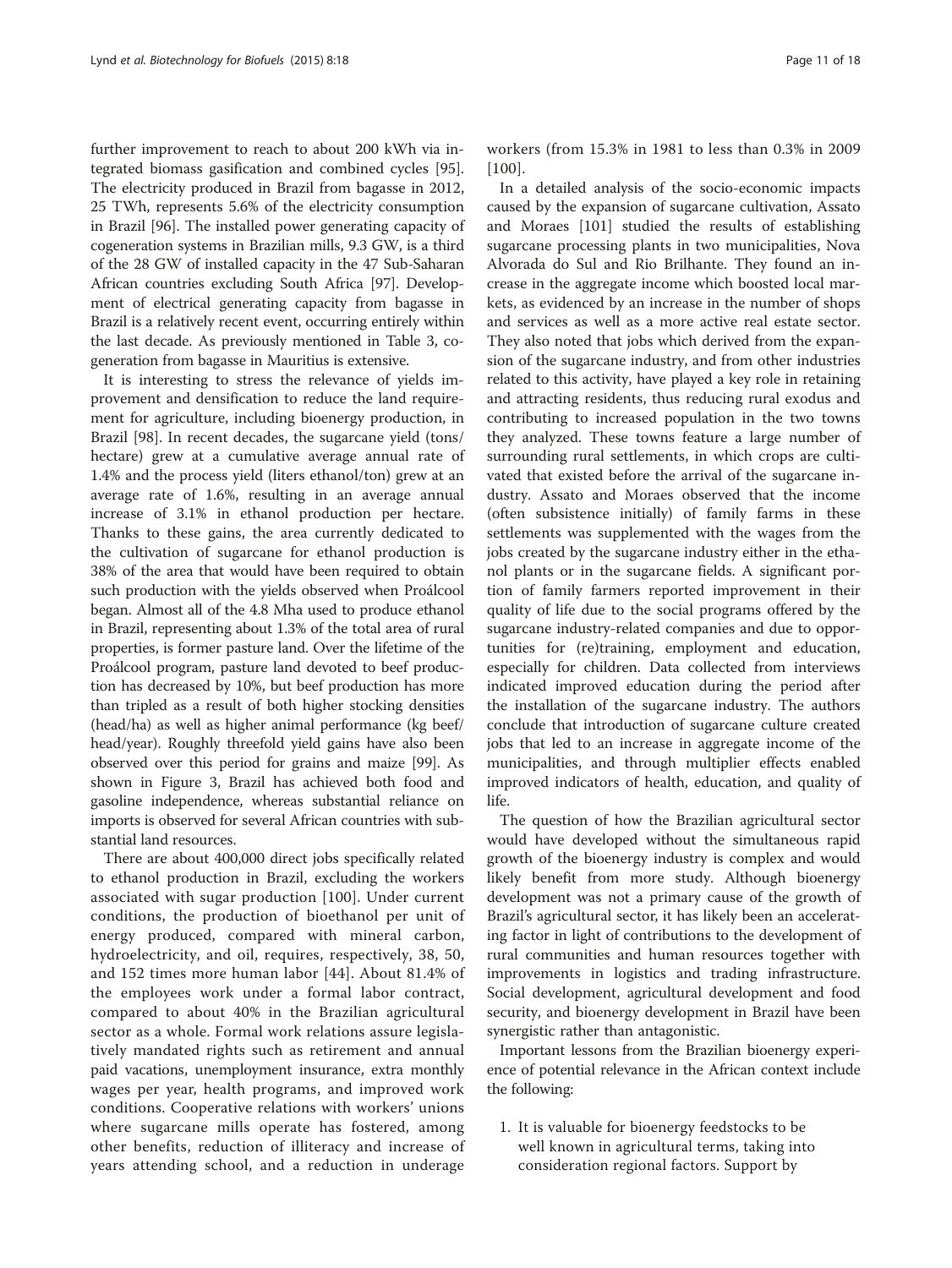further improvement to reach to about 200 kWh via integrated biomass gasification and combined cycles [95]. The electricity produced in Brazil from bagasse in 2012, 25 TWh, represents 5.6% of the electricity consumption in Brazil [96]. The installed power generating capacity of cogeneration systems in Brazilian mills, 9.3 GW, is a third of the 28 GW of installed capacity in the 47 Sub-Saharan African countries excluding South Africa [97]. Development of electrical generating capacity from bagasse in Brazil is a relatively recent event, occurring entirely within the last decade. As previously mentioned in Table 3, cogeneration from bagasse in Mauritius is extensive.

It is interesting to stress the relevance of yields improvement and densification to reduce the land requirement for agriculture, including bioenergy production, in Brazil [98]. In recent decades, the sugarcane yield (tons/hectare) grew at a cumulative average annual rate of 1.4% and the process yield (liters ethanol/ton) grew at an average rate of 1.6%, resulting in an average annual increase of 3.1% in ethanol production per hectare. Thanks to these gains, the area currently dedicated to the cultivation of sugarcane for ethanol production is 38% of the area that would have been required to obtain such production with the yields observed when Proálcool began. Almost all of the 4.8 Mha used to produce ethanol in Brazil, representing about 1.3% of the total area of rural properties, is former pasture land. Over the lifetime of the Proálcool program, pasture land devoted to beef production has decreased by 10%, but beef production has more than tripled as a result of both higher stocking densities (head/ha) as well as higher animal performance (kg beef/head/year). Roughly threefold yield gains have also been observed over this period for grains and maize [99]. As shown in Figure 3, Brazil has achieved both food and gasoline independence, whereas substantial reliance on imports is observed for several African countries with substantial land resources.

There are about 400,000 direct jobs specifically related to ethanol production in Brazil, excluding the workers associated with sugar production [100]. Under current conditions, the production of bioethanol per unit of energy produced, compared with mineral carbon, hydroelectricity, and oil, requires, respectively, 38, 50, and 152 times more human labor [44]. About 81.4% of the employees work under a formal labor contract, compared to about 40% in the Brazilian agricultural sector as a whole. Formal work relations assure legislatively mandated rights such as retirement and annual paid vacations, unemployment insurance, extra monthly wages per year, health programs, and improved work conditions. Cooperative relations with workers' unions where sugarcane mills operate has fostered, among other benefits, reduction of illiteracy and increase of years attending school, and a reduction in underage workers (from 15.3% in 1981 to less than 0.3% in 2009 [100].

In a detailed analysis of the socio-economic impacts caused by the expansion of sugarcane cultivation, Assato and Moraes [101] studied the results of establishing sugarcane processing plants in two municipalities, Nova Alvorada do Sul and Rio Brilhante. They found an increase in the aggregate income which boosted local markets, as evidenced by an increase in the number of shops and services as well as a more active real estate sector. They also noted that jobs which derived from the expansion of the sugarcane industry, and from other industries related to this activity, have played a key role in retaining and attracting residents, thus reducing rural exodus and contributing to increased population in the two towns they analyzed. These towns feature a large number of surrounding rural settlements, in which crops are cultivated that existed before the arrival of the sugarcane industry. Assato and Moraes observed that the income (often subsistence initially) of family farms in these settlements was supplemented with the wages from the jobs created by the sugarcane industry either in the ethanol plants or in the sugarcane fields. A significant portion of family farmers reported improvement in their quality of life due to the social programs offered by the sugarcane industry-related companies and due to opportunities for (re)training, employment and education, especially for children. Data collected from interviews indicated improved education during the period after the installation of the sugarcane industry. The authors conclude that introduction of sugarcane culture created jobs that led to an increase in aggregate income of the municipalities, and through multiplier effects enabled improved indicators of health, education, and quality of life.

The question of how the Brazilian agricultural sector would have developed without the simultaneous rapid growth of the bioenergy industry is complex and would likely benefit from more study. Although bioenergy development was not a primary cause of the growth of Brazil's agricultural sector, it has likely been an accelerating factor in light of contributions to the development of rural communities and human resources together with improvements in logistics and trading infrastructure. Social development, agricultural development and food security, and bioenergy development in Brazil have been synergistic rather than antagonistic.

Important lessons from the Brazilian bioenergy experience of potential relevance in the African context include the following:

1. It is valuable for bioenergy feedstocks to be well known in agricultural terms, taking into consideration regional factors. Support by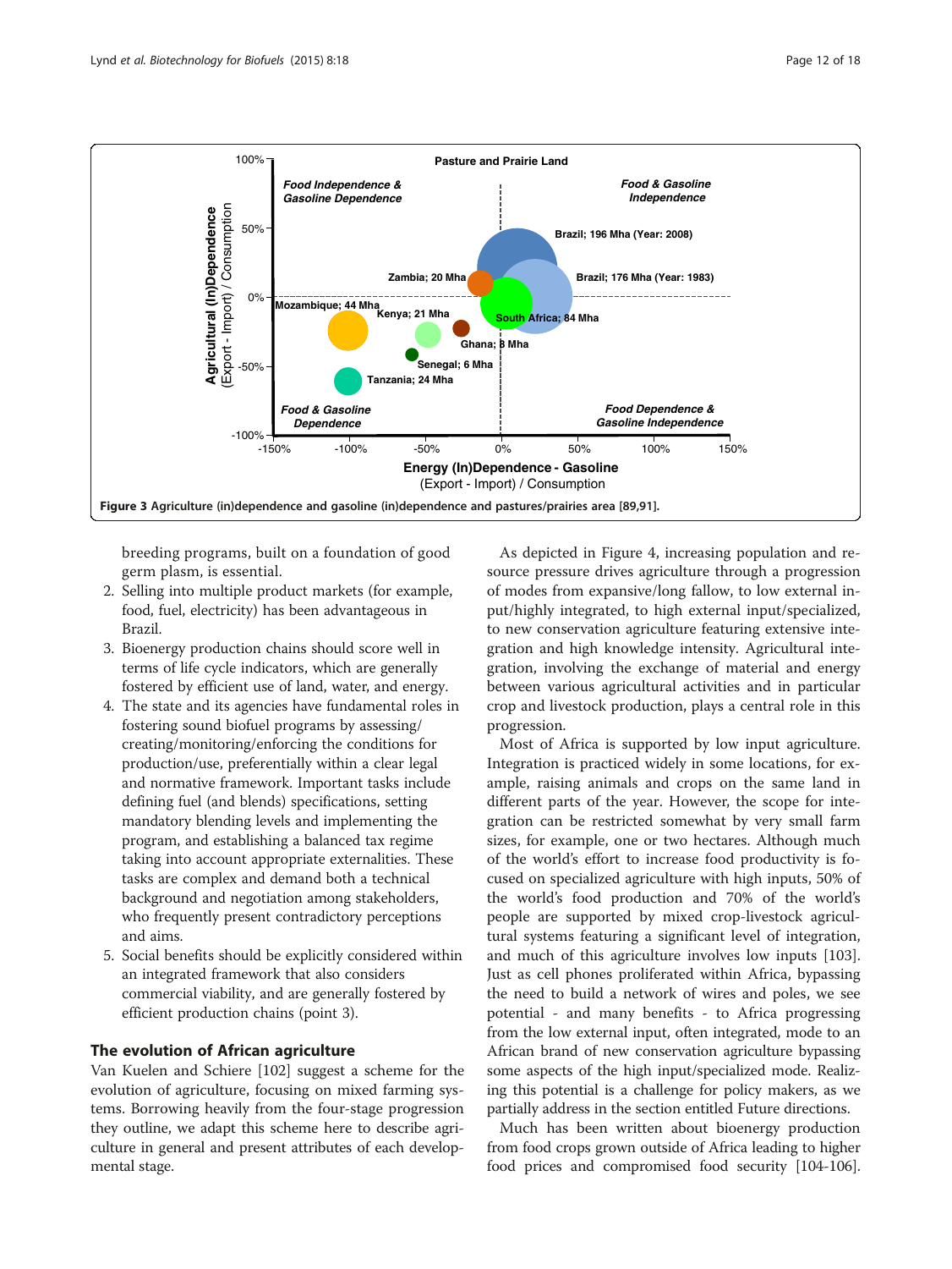Figure 3 Agriculture (in)dependence and gasoline (in)dependence and pastures/prairies area [89,91].

breeding programs, built on a foundation of good germ plasm, is essential.

2. Selling into multiple product markets (for example, food, fuel, electricity) has been advantageous in Brazil.
3. Bioenergy production chains should score well in terms of life cycle indicators, which are generally fostered by efficient use of land, water, and energy.
4. The state and its agencies have fundamental roles in fostering sound biofuel programs by assessing/creating/monitoring/enforcing the conditions for production/use, preferentially within a clear legal and normative framework. Important tasks include defining fuel (and blends) specifications, setting mandatory blending levels and implementing the program, and establishing a balanced tax regime taking into account appropriate externalities. These tasks are complex and demand both a technical background and negotiation among stakeholders, who frequently present contradictory perceptions and aims.
5. Social benefits should be explicitly considered within an integrated framework that also considers commercial viability, and are generally fostered by efficient production chains (point 3).

## The evolution of African agriculture

Van Kuelen and Schiere [102] suggest a scheme for the evolution of agriculture, focusing on mixed farming systems. Borrowing heavily from the four-stage progression they outline, we adapt this scheme here to describe agriculture in general and present attributes of each developmental stage.

As depicted in Figure 4, increasing population and resource pressure drives agriculture through a progression of modes from expansive/long fallow, to low external input/highly integrated, to high external input/specialized, to new conservation agriculture featuring extensive integration and high knowledge intensity. Agricultural integration, involving the exchange of material and energy between various agricultural activities and in particular crop and livestock production, plays a central role in this progression.

Most of Africa is supported by low input agriculture. Integration is practiced widely in some locations, for example, raising animals and crops on the same land in different parts of the year. However, the scope for integration can be restricted somewhat by very small farm sizes, for example, one or two hectares. Although much of the world's effort to increase food productivity is focused on specialized agriculture with high inputs, 50% of the world's food production and 70% of the world's people are supported by mixed crop-livestock agricultural systems featuring a significant level of integration, and much of this agriculture involves low inputs [103]. Just as cell phones proliferated within Africa, bypassing the need to build a network of wires and poles, we see potential - and many benefits - to Africa progressing from the low external input, often integrated, mode to an African brand of new conservation agriculture bypassing some aspects of the high input/specialized mode. Realizing this potential is a challenge for policy makers, as we partially address in the section entitled Future directions.

Much has been written about bioenergy production from food crops grown outside of Africa leading to higher food prices and compromised food security [104-106].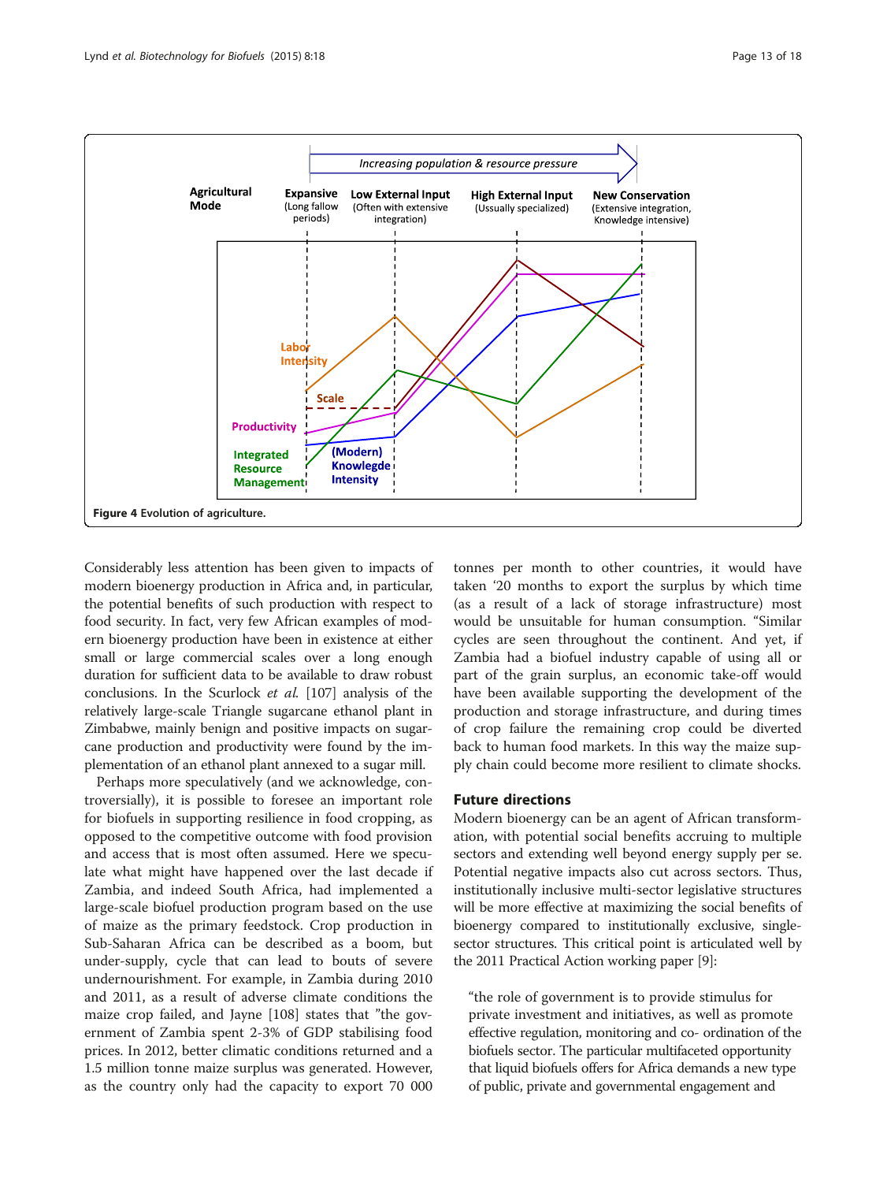Figure 4 Evolution of agriculture.

Considerably less attention has been given to impacts of modern bioenergy production in Africa and, in particular, the potential benefits of such production with respect to food security. In fact, very few African examples of modern bioenergy production have been in existence at either small or large commercial scales over a long enough duration for sufficient data to be available to draw robust conclusions. In the Scurlock *et al.* [107] analysis of the relatively large-scale Triangle sugarcane ethanol plant in Zimbabwe, mainly benign and positive impacts on sugarcane production and productivity were found by the implementation of an ethanol plant annexed to a sugar mill.

Perhaps more speculatively (and we acknowledge, controversially), it is possible to foresee an important role for biofuels in supporting resilience in food cropping, as opposed to the competitive outcome with food provision and access that is most often assumed. Here we speculate what might have happened over the last decade if Zambia, and indeed South Africa, had implemented a large-scale biofuel production program based on the use of maize as the primary feedstock. Crop production in Sub-Saharan Africa can be described as a boom, but under-supply, cycle that can lead to bouts of severe undernourishment. For example, in Zambia during 2010 and 2011, as a result of adverse climate conditions the maize crop failed, and Jayne [108] states that "the government of Zambia spent 2-3% of GDP stabilising food prices. In 2012, better climatic conditions returned and a 1.5 million tonne maize surplus was generated. However, as the country only had the capacity to export 70 000 tonnes per month to other countries, it would have taken '20 months to export the surplus by which time (as a result of a lack of storage infrastructure) most would be unsuitable for human consumption. "Similar cycles are seen throughout the continent. And yet, if Zambia had a biofuel industry capable of using all or part of the grain surplus, an economic take-off would have been available supporting the development of the production and storage infrastructure, and during times of crop failure the remaining crop could be diverted back to human food markets. In this way the maize supply chain could become more resilient to climate shocks.

## Future directions

Modern bioenergy can be an agent of African transformation, with potential social benefits accruing to multiple sectors and extending well beyond energy supply per se. Potential negative impacts also cut across sectors. Thus, institutionally inclusive multi-sector legislative structures will be more effective at maximizing the social benefits of bioenergy compared to institutionally exclusive, single-sector structures. This critical point is articulated well by the 2011 Practical Action working paper [9]:

> "the role of government is to provide stimulus for private investment and initiatives, as well as promote effective regulation, monitoring and co- ordination of the biofuels sector. The particular multifaceted opportunity that liquid biofuels offers for Africa demands a new type of public, private and governmental engagement and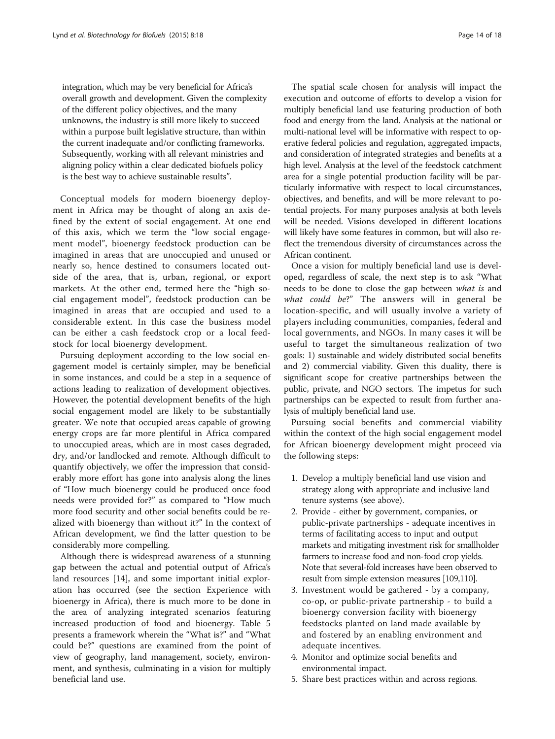integration, which may be very beneficial for Africa's overall growth and development. Given the complexity of the different policy objectives, and the many unknowns, the industry is still more likely to succeed within a purpose built legislative structure, than within the current inadequate and/or conflicting frameworks. Subsequently, working with all relevant ministries and aligning policy within a clear dedicated biofuels policy is the best way to achieve sustainable results".

Conceptual models for modern bioenergy deployment in Africa may be thought of along an axis defined by the extent of social engagement. At one end of this axis, which we term the "low social engagement model", bioenergy feedstock production can be imagined in areas that are unoccupied and unused or nearly so, hence destined to consumers located outside of the area, that is, urban, regional, or export markets. At the other end, termed here the "high social engagement model", feedstock production can be imagined in areas that are occupied and used to a considerable extent. In this case the business model can be either a cash feedstock crop or a local feedstock for local bioenergy development.

Pursuing deployment according to the low social engagement model is certainly simpler, may be beneficial in some instances, and could be a step in a sequence of actions leading to realization of development objectives. However, the potential development benefits of the high social engagement model are likely to be substantially greater. We note that occupied areas capable of growing energy crops are far more plentiful in Africa compared to unoccupied areas, which are in most cases degraded, dry, and/or landlocked and remote. Although difficult to quantify objectively, we offer the impression that considerably more effort has gone into analysis along the lines of "How much bioenergy could be produced once food needs were provided for?" as compared to "How much more food security and other social benefits could be realized with bioenergy than without it?" In the context of African development, we find the latter question to be considerably more compelling.

Although there is widespread awareness of a stunning gap between the actual and potential output of Africa's land resources [14], and some important initial exploration has occurred (see the section Experience with bioenergy in Africa), there is much more to be done in the area of analyzing integrated scenarios featuring increased production of food and bioenergy. Table 5 presents a framework wherein the "What is?" and "What could be?" questions are examined from the point of view of geography, land management, society, environment, and synthesis, culminating in a vision for multiply beneficial land use.

The spatial scale chosen for analysis will impact the execution and outcome of efforts to develop a vision for multiply beneficial land use featuring production of both food and energy from the land. Analysis at the national or multi-national level will be informative with respect to operative federal policies and regulation, aggregated impacts, and consideration of integrated strategies and benefits at a high level. Analysis at the level of the feedstock catchment area for a single potential production facility will be particularly informative with respect to local circumstances, objectives, and benefits, and will be more relevant to potential projects. For many purposes analysis at both levels will be needed. Visions developed in different locations will likely have some features in common, but will also reflect the tremendous diversity of circumstances across the African continent.

Once a vision for multiply beneficial land use is developed, regardless of scale, the next step is to ask "What needs to be done to close the gap between *what is* and *what could be*?" The answers will in general be location-specific, and will usually involve a variety of players including communities, companies, federal and local governments, and NGOs. In many cases it will be useful to target the simultaneous realization of two goals: 1) sustainable and widely distributed social benefits and 2) commercial viability. Given this duality, there is significant scope for creative partnerships between the public, private, and NGO sectors. The impetus for such partnerships can be expected to result from further analysis of multiply beneficial land use.

Pursuing social benefits and commercial viability within the context of the high social engagement model for African bioenergy development might proceed via the following steps:

1. Develop a multiply beneficial land use vision and strategy along with appropriate and inclusive land tenure systems (see above).
2. Provide - either by government, companies, or public-private partnerships - adequate incentives in terms of facilitating access to input and output markets and mitigating investment risk for smallholder farmers to increase food and non-food crop yields. Note that several-fold increases have been observed to result from simple extension measures [109,110].
3. Investment would be gathered - by a company, co-op, or public-private partnership - to build a bioenergy conversion facility with bioenergy feedstocks planted on land made available by and fostered by an enabling environment and adequate incentives.
4. Monitor and optimize social benefits and environmental impact.
5. Share best practices within and across regions.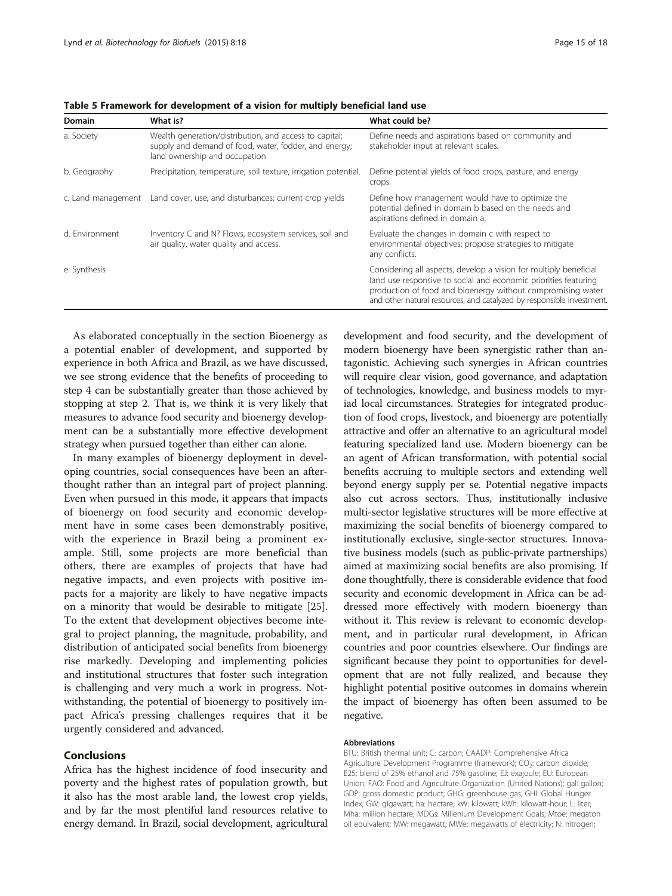**Table 5 Framework for development of a vision for multiply beneficial land use**

| Domain | What is? | What could be? |
| --- | --- | --- |
| a. Society | Wealth generation/distribution, and access to capital; supply and demand of food, water, fodder, and energy; land ownership and occupation | Define needs and aspirations based on community and stakeholder input at relevant scales. |
| b. Geography | Precipitation, temperature, soil texture, irrigation potential. | Define potential yields of food crops, pasture, and energy crops. |
| c. Land management | Land cover, use, and disturbances; current crop yields | Define how management would have to optimize the potential defined in domain b based on the needs and aspirations defined in domain a. |
| d. Environment | Inventory C and N? Flows, ecosystem services, soil and air quality, water quality and access. | Evaluate the changes in domain c with respect to environmental objectives; propose strategies to mitigate any conflicts. |
| e. Synthesis | | Considering all aspects, develop a vision for multiply beneficial land use responsive to social and economic priorities featuring production of food and bioenergy without compromising water and other natural resources, and catalyzed by responsible investment. |

As elaborated conceptually in the section Bioenergy as a potential enabler of development, and supported by experience in both Africa and Brazil, as we have discussed, we see strong evidence that the benefits of proceeding to step 4 can be substantially greater than those achieved by stopping at step 2. That is, we think it is very likely that measures to advance food security and bioenergy development can be a substantially more effective development strategy when pursued together than either can alone.

In many examples of bioenergy deployment in developing countries, social consequences have been an afterthought rather than an integral part of project planning. Even when pursued in this mode, it appears that impacts of bioenergy on food security and economic development have in some cases been demonstrably positive, with the experience in Brazil being a prominent example. Still, some projects are more beneficial than others, there are examples of projects that have had negative impacts, and even projects with positive impacts for a majority are likely to have negative impacts on a minority that would be desirable to mitigate [25]. To the extent that development objectives become integral to project planning, the magnitude, probability, and distribution of anticipated social benefits from bioenergy rise markedly. Developing and implementing policies and institutional structures that foster such integration is challenging and very much a work in progress. Notwithstanding, the potential of bioenergy to positively impact Africa's pressing challenges requires that it be urgently considered and advanced.

## Conclusions

Africa has the highest incidence of food insecurity and poverty and the highest rates of population growth, but it also has the most arable land, the lowest crop yields, and by far the most plentiful land resources relative to energy demand. In Brazil, social development, agricultural development and food security, and the development of modern bioenergy have been synergistic rather than antagonistic. Achieving such synergies in African countries will require clear vision, good governance, and adaptation of technologies, knowledge, and business models to myriad local circumstances. Strategies for integrated production of food crops, livestock, and bioenergy are potentially attractive and offer an alternative to an agricultural model featuring specialized land use. Modern bioenergy can be an agent of African transformation, with potential social benefits accruing to multiple sectors and extending well beyond energy supply per se. Potential negative impacts also cut across sectors. Thus, institutionally inclusive multi-sector legislative structures will be more effective at maximizing the social benefits of bioenergy compared to institutionally exclusive, single-sector structures. Innovative business models (such as public-private partnerships) aimed at maximizing social benefits are also promising. If done thoughtfully, there is considerable evidence that food security and economic development in Africa can be addressed more effectively with modern bioenergy than without it. This review is relevant to economic development, and in particular rural development, in African countries and poor countries elsewhere. Our findings are significant because they point to opportunities for development that are not fully realized, and because they highlight potential positive outcomes in domains wherein the impact of bioenergy has often been assumed to be negative.

#### Abbreviations

BTU: British thermal unit; C: carbon; CAADP: Comprehensive Africa Agriculture Development Programme (framework); $CO_2$: carbon dioxide; E25: blend of 25% ethanol and 75% gasoline; EJ: exajoule; EU: European Union; FAO: Food and Agriculture Organization (United Nations); gal: gallon; GDP: gross domestic product; GHG: greenhouse gas; GHI: Global Hunger Index; GW: gigawatt; ha: hectare; kW: kilowatt; kWh: kilowatt-hour; L: liter; Mha: million hectare; MDGs: Millenium Development Goals; Mtoe: megaton oil equivalent; MW: megawatt; MWe: megawatts of electricity; N: nitrogen;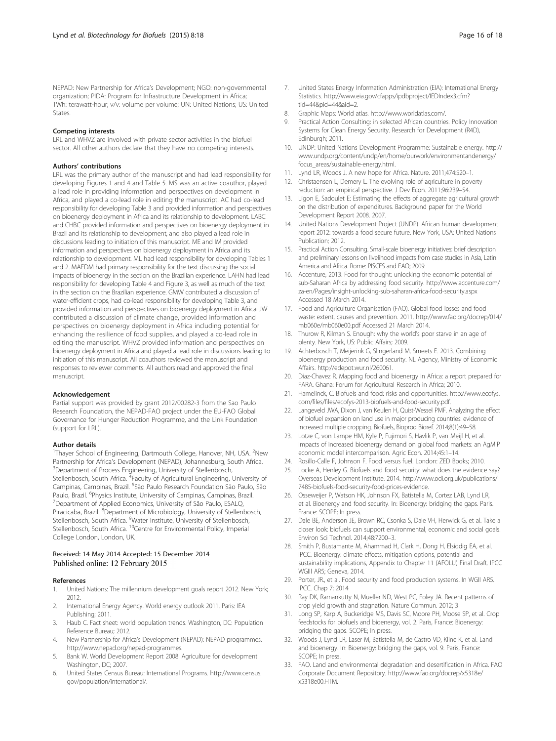NEPAD: New Partnership for Africa's Development; NGO: non-governmental organization; PIDA: Program for Infrastructure Development in Africa; TWh: terawatt-hour; v/v: volume per volume; UN: United Nations; US: United States.

#### Competing interests

LRL and WHVZ are involved with private sector activities in the biofuel sector. All other authors declare that they have no competing interests.

#### Authors' contributions

LRL was the primary author of the manuscript and had lead responsibility for developing Figures 1 and 4 and Table 5. MS was an active coauthor, played a lead role in providing information and perspectives on development in Africa, and played a co-lead role in editing the manuscript. AC had co-lead responsibility for developing Table 3 and provided information and perspectives on bioenergy deployment in Africa and its relationship to development. LABC and CHBC provided information and perspectives on bioenergy deployment in Brazil and its relationship to development, and also played a lead role in discussions leading to initiation of this manuscript. ME and IM provided information and perspectives on bioenergy deployment in Africa and its relationship to development. ML had lead responsibility for developing Tables 1 and 2. MAFDM had primary responsibility for the text discussing the social impacts of bioenergy in the section on the Brazilian experience. LAHN had lead responsibility for developing Table 4 and Figure 3, as well as much of the text in the section on the Brazilian experience. GMW contributed a discussion of water-efficient crops, had co-lead responsibility for developing Table 3, and provided information and perspectives on bioenergy deployment in Africa. JW contributed a discussion of climate change, provided information and perspectives on bioenergy deployment in Africa including potential for enhancing the resilience of food supplies, and played a co-lead role in editing the manuscript. WHVZ provided information and perspectives on bioenergy deployment in Africa and played a lead role in discussions leading to initiation of this manuscript. All coauthors reviewed the manuscript and responses to reviewer comments. All authors read and approved the final manuscript.

#### Acknowledgement

Partial support was provided by grant 2012/00282-3 from the Sao Paulo Research Foundation, the NEPAD-FAO project under the EU-FAO Global Governance for Hunger Reduction Programme, and the Link Foundation (support for LRL).

#### Author details

[1]Thayer School of Engineering, Dartmouth College, Hanover, NH, USA. [2]New Partnership for Africa's Development (NEPAD), Johannesburg, South Africa. [3]Department of Process Engineering, University of Stellenbosch, Stellenbosch, South Africa. [4]Faculty of Agricultural Engineering, University of Campinas, Campinas, Brazil. [5]São Paulo Research Foundation São Paulo, São Paulo, Brazil. [6]Physics Institute, University of Campinas, Campinas, Brazil. [7]Department of Applied Economics, University of São Paulo, ESALQ, Piracicaba, Brazil. [8]Department of Microbiology, University of Stellenbosch, Stellenbosch, South Africa. [9]Water Institute, University of Stellenbosch, Stellenbosch, South Africa. [10]Centre for Environmental Policy, Imperial College London, London, UK.

Received: 14 May 2014 Accepted: 15 December 2014
Published online: 12 February 2015

#### References

1. United Nations: The millennium development goals report 2012. New York; 2012.
2. International Energy Agency. World energy outlook 2011. Paris: IEA Publishing; 2011.
3. Haub C. Fact sheet: world population trends. Washington, DC: Population Reference Bureau; 2012.
4. New Partnership for Africa's Development (NEPAD): NEPAD programmes. http://www.nepad.org/nepad-programmes.
5. Bank W. World Development Report 2008: Agriculture for development. Washington, DC; 2007.
6. United States Census Bureau: International Programs. http://www.census.gov/population/international/.
7. United States Energy Information Administration (EIA): International Energy Statistics. http://www.eia.gov/cfapps/ipdbproject/IEDIndex3.cfm?tid=44&pid=44&aid=2.
8. Graphic Maps: World atlas. http://www.worldatlas.com/.
9. Practical Action Consulting: in selected African countries. Policy Innovation Systems for Clean Energy Security. Research for Development (R4D), Edinburgh; 2011.
10. UNDP: United Nations Development Programme: Sustainable energy. http://www.undp.org/content/undp/en/home/ourwork/environmentandenergy/focus_areas/sustainable-energy.html.
11. Lynd LR, Woods J. A new hope for Africa. Nature. 2011;474:S20–1.
12. Christaensen L, Demery L. The evolving role of agriculture in poverty reduction: an empirical perspective. J Dev Econ. 2011;96:239–54.
13. Ligon E, Sadoulet E: Estimating the effects of aggregate agricultural growth on the distribution of expenditures. Background paper for the World Development Report 2008. 2007.
14. United Nations Development Project (UNDP). African human development report 2012: towards a food secure future. New York, USA: United Nations Publication; 2012.
15. Practical Action Consulting. Small-scale bioenergy initiatives: brief description and preliminary lessons on livelihood impacts from case studies in Asia, Latin America and Africa. Rome: PISCES and FAO; 2009.
16. Accenture, 2013. Food for thought: unlocking the economic potential of sub-Saharan Africa by addressing food security. http://www.accenture.com/za-en/Pages/insight-unlocking-sub-saharan-africa-food-security.aspx Accessed 18 March 2014.
17. Food and Agriculture Organisation (FAO). Global food losses and food waste: extent, causes and prevention. 2011. http://www.fao.org/docrep/014/mb060e/mb060e00.pdf Accessed 21 March 2014.
18. Thurow R, Kilman S. Enough: why the world's poor starve in an age of plenty. New York, US: Public Affairs; 2009.
19. Achterbosch T, Meijerink G, Slingerland M, Smeets E. 2013. Combining bioenergy production and food security. NL Agency, Ministry of Economic Affairs. http://edepot.wur.nl/260061.
20. Diaz-Chavez R. Mapping food and bioenergy in Africa: a report prepared for FARA. Ghana: Forum for Agricultural Research in Africa; 2010.
21. Hamelinck, C. Biofuels and food: risks and opportunities. http://www.ecofys.com/files/files/ecofys-2013-biofuels-and-food-security.pdf.
22. Langeveld JWA, Dixon J, van Keulen H, Quist-Wessel PMF. Analyzing the effect of biofuel expansion on land use in major producing countries: evidence of increased multiple cropping. Biofuels, Bioprod Bioref. 2014;8(1):49–58.
23. Lotze C, von Lampe HM, Kyle P, Fujimori S, Havlik P, van Meijl H, et al. Impacts of increased bioenergy demand on global food markets: an AgMIP economic model intercomparison. Agric Econ. 2014;45:1–14.
24. Rosillo-Calle F, Johnson F. Food versus fuel. London: ZED Books; 2010.
25. Locke A, Henley G. Biofuels and food security: what does the evidence say? Overseas Development Institute. 2014. http://www.odi.org.uk/publications/7485-biofuels-food-security-food-prices-evidence.
26. Osseweijer P, Watson HK, Johnson FX, Batistella M, Cortez LAB, Lynd LR, et al. Bioenergy and food security. In: Bioenergy: bridging the gaps. Paris. France: SCOPE; In press.
27. Dale BE, Anderson JE, Brown RC, Csonka S, Dale VH, Herwick G, et al. Take a closer look: biofuels can support environmental, economic and social goals. Environ Sci Technol. 2014;48:7200–3.
28. Smith P, Bustamante M, Ahammad H, Clark H, Dong H, Elsiddig EA, et al. IPCC. Bioenergy: climate effects, mitigation options, potential and sustainability implications, Appendix to Chapter 11 (AFOLU) Final Draft. IPCC WGIII AR5; Geneva, 2014.
29. Porter, JR., et al. Food security and food production systems. In WGII AR5. IPCC. Chap 7; 2014
30. Ray DK, Ramankutty N, Mueller ND, West PC, Foley JA. Recent patterns of crop yield growth and stagnation. Nature Commun. 2012; 3
31. Long SP, Karp A, Buckeridge MS, Davis SC, Moore PH, Moose SP, et al. Crop feedstocks for biofuels and bioenergy, vol. 2. Paris, France: Bioenergy: bridging the gaps. SCOPE; In press.
32. Woods J, Lynd LR, Laser M, Batistella M, de Castro VD, Kline K, et al. Land and bioenergy. In: Bioenergy: bridging the gaps, vol. 9. Paris, France: SCOPE; In press.
33. FAO. Land and environmental degradation and desertification in Africa. FAO Corporate Document Repository. http://www.fao.org/docrep/x5318e/x5318e00.HTM.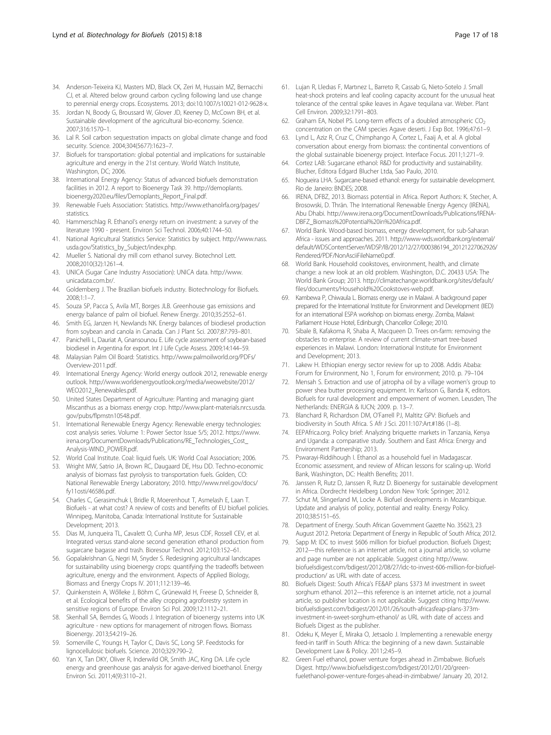34. Anderson-Teixeira KJ, Masters MD, Black CK, Zeri M, Hussain MZ, Bernacchi CJ, et al. Altered below ground carbon cycling following land use change to perennial energy crops. Ecosystems. 2013; doi:10.1007/s10021-012-9628-x.
35. Jordan N, Boody G, Broussard W, Glover JD, Keeney D, McCown BH, et al. Sustainable development of the agricultural bio-economy. Science. 2007;316:1570–1.
36. Lal R. Soil carbon sequestration impacts on global climate change and food security. Science. 2004;304(5677):1623–7.
37. Biofuels for transportation: global potential and implications for sustainable agriculture and energy in the 21st century. World Watch Institute, Washington, DC; 2006.
38. International Energy Agency: Status of advanced biofuels demonstration facilities in 2012. A report to Bioenergy Task 39. http://demoplants.bioenergy2020.eu/files/Demoplants_Report_Final.pdf.
39. Renewable Fuels Association: Statistics. http://www.ethanolrfa.org/pages/statistics.
40. Hammerschlag R. Ethanol's energy return on investment: a survey of the literature 1990 - present. Environ Sci Technol. 2006;40:1744–50.
41. National Agricultural Statistics Service: Statistics by subject. http://www.nass.usda.gov/Statistics_by_Subject/index.php.
42. Mueller S. National dry mill corn ethanol survey. Biotechnol Lett. 2008;2010(32):1261–4.
43. UNICA (Sugar Cane Industry Association): UNICA data. http://www.unicadata.com.br/.
44. Goldemberg J. The Brazilian biofuels industry. Biotechnology for Biofuels. 2008;1:1–7.
45. Souza SP, Pacca S, Avila MT, Borges JLB. Greenhouse gas emissions and energy balance of palm oil biofuel. Renew Energy. 2010;35:2552–61.
46. Smith EG, Janzen H, Newlands NK. Energy balances of biodiesel production from soybean and canola in Canada. Can J Plant Sci. 2007;87:793–801.
47. Panichelli L, Dauriat A, Gnansounou E. Life cycle assessment of soybean-based biodiesel in Argentina for export. Int J Life Cycle Assess. 2009;14:144–59.
48. Malaysian Palm Oil Board: Statistics. http://www.palmoilworld.org/PDFs/Overview-2011.pdf.
49. International Energy Agency: World energy outlook 2012, renewable energy outlook. http://www.worldenergyoutlook.org/media/weowebsite/2012/WEO2012_Renewables.pdf.
50. United States Department of Agriculture: Planting and managing giant Miscanthus as a biomass energy crop. http://www.plant-materials.nrcs.usda.gov/pubs/flpmstn10548.pdf.
51. International Renewable Energy Agency: Renewable energy technologies: cost analysis series. Volume 1: Power Sector Issue 5/5; 2012. https://www.irena.org/DocumentDownloads/Publications/RE_Technologies_Cost_Analysis-WIND_POWER.pdf.
52. World Coal Institute. Coal: liquid fuels. UK: World Coal Association; 2006.
53. Wright MW, Satrio JA, Brown RC, Daugaard DE, Hsu DD. Techno-economic analysis of biomass fast pyrolysis to transportation fuels. Golden, CO: National Renewable Energy Laboratory; 2010. http://www.nrel.gov/docs/fy11osti/46586.pdf.
54. Charles C, Gerasimchuk I, Bridle R, Moerenhout T, Asmelash E, Laan T. Biofuels - at what cost? A review of costs and benefits of EU biofuel policies. Winnipeg, Manitoba, Canada: International Institute for Sustainable Development; 2013.
55. Dias M, Junqueira TL, Cavalett O, Cunha MP, Jesus CDF, Rossell CEV, et al. Integrated versus stand-alone second generation ethanol production from sugarcane bagasse and trash. Bioresour Technol. 2012;103:152–61.
56. Gopalakrishnan G, Negri M, Snyder S. Redesigning agricultural landscapes for sustainability using bioenergy crops: quantifying the tradeoffs between agriculture, energy and the environment. Aspects of Applied Biology, Biomass and Energy Crops IV. 2011;112:139–46.
57. Quinkenstein A, Wöllecke J, Böhm C, Grünewald H, Freese D, Schneider B, et al. Ecological benefits of the alley cropping agroforestry system in sensitive regions of Europe. Environ Sci Pol. 2009;12:1112–21.
58. Skenhall SA, Berndes G, Woods J. Integration of bioenergy systems into UK agriculture - new options for management of nitrogen flows. Biomass Bioenergy. 2013;54:219–26.
59. Somerville C, Youngs H, Taylor C, Davis SC, Long SP. Feedstocks for lignocellulosic biofuels. Science. 2010;329:790–2.
60. Yan X, Tan DKY, Oliver R, Inderwild OR, Smith JAC, King DA. Life cycle energy and greenhouse gas analysis for agave-derived bioethanol. Energy Environ Sci. 2011;4(9):3110–21.
61. Lujan R, Lledıas F, Martınez L, Barreto R, Cassab G, Nieto-Sotelo J. Small heat-shock proteins and leaf cooling capacity account for the unusual heat tolerance of the central spike leaves in Agave tequilana var. Weber. Plant Cell Environ. 2009;32:1791–803.
62. Graham EA, Nobel PS. Long-term effects of a doubled atmospheric $CO_2$ concentration on the CAM species Agave deserti. J Exp Bot. 1996;47:61–9.
63. Lynd L, Aziz R, Cruz C, Chimphango A, Cortez L, Faaij A, et al. A global conversation about energy from biomass: the continental conventions of the global sustainable bioenergy project. Interface Focus. 2011;1:271–9.
64. Cortez LAB: Sugarcane ethanol: R&D for productivity and sustainability. Blucher, Editora Edgard Blucher Ltda, Sao Paulo, 2010.
65. Nogueira LHA. Sugarcane-based ethanol: energy for sustainable development. Rio de Janeiro: BNDES; 2008.
66. IRENA, DFBZ, 2013. Biomass potential in Africa. Report Authors: K. Stecher, A. Brosowski, D. Thrän. The International Renewable Energy Agency (IRENA), Abu Dhabi. http://www.irena.org/DocumentDownloads/Publications/IRENA-DBFZ_Biomass%20Potential%20in%20Africa.pdf.
67. World Bank. Wood-based biomass, energy development, for sub-Saharan Africa - issues and approaches. 2011. http://www-wds.worldbank.org/external/default/WDSContentServer/WDSP/IB/2012/12/27/000386194_20121227062926/Rendered/PDF/NonAsciiFileName0.pdf.
68. World Bank. Household cookstoves, environment, health, and climate change: a new look at an old problem. Washington, D.C. 20433 USA: The World Bank Group; 2013. http://climatechange.worldbank.org/sites/default/files/documents/Household%20Cookstoves-web.pdf.
69. Kambewa P, Chiwaula L. Biomass energy use in Malawi. A background paper prepared for the International Institute for Environment and Development (IIED) for an international ESPA workshop on biomass energy. Zomba, Malawi: Parliament House Hotel, Edinburgh, Chancellor College; 2010.
70. Sibale B, Kafakoma R, Shaba A, Macqueen D. Trees on-farm: removing the obstacles to enterprise. A review of current climate-smart tree-based experiences in Malawi. London: International Institute for Environment and Development; 2013.
71. Lakew H. Ethiopian energy sector review for up to 2008. Addis Ababa: Forum for Environment, No 1, Forum for environment; 2010. p. 79–104
72. Mensah S. Extraction and use of jatropha oil by a village women's group to power shea butter processing equipment. In: Karlsson G, Banda K, editors. Biofuels for rural development and empowerment of women. Leusden, The Netherlands: ENERGIA & IUCN; 2009. p. 13–7.
73. Blanchard R, Richardson DM, O'Farrell PJ, Maltitz GPV: Biofuels and biodiversity in South Africa. S Afr J Sci. 2011:107:Art.#186 (1–8).
74. EEPAfrica.org. Policy brief: Analyzing briquette markets in Tanzania, Kenya and Uganda: a comparative study. Southern and East Africa: Energy and Environment Partnership; 2013.
75. Pswarayi-Riddihough I. Ethanol as a household fuel in Madagascar. Economic assessment, and review of African lessons for scaling-up. World Bank, Washington, DC: Health Benefits; 2011.
76. Janssen R, Rutz D, Janssen R, Rutz D. Bioenergy for sustainable development in Africa. Dordrecht Heidelberg London New York: Springer; 2012.
77. Schut M, Slingerland M, Locke A. Biofuel developments in Mozambique. Update and analysis of policy, potential and reality. Energy Policy. 2010;38:5151–65.
78. Department of Energy. South African Government Gazette No. 35623, 23 August 2012. Pretoria: Department of Energy in Republic of South Africa; 2012.
79. Sapp M: IDC to invest $606 million for biofuel production. Biofuels Digest; 2012—this reference is an internet article, not a journal article, so volume and page number are not applicable. Suggest citing http://www.biofuelsdigest.com/bdigest/2012/08/27/idc-to-invest-606-million-for-biofuel-production/ as URL with date of access.
80. Biofuels Digest: South Africa's FE&AP plans $373 M investment in sweet sorghum ethanol. 2012—this reference is an internet article, not a journal article, so publisher location is not applicable. Suggest citing http://www.biofuelsdigest.com/bdigest/2012/01/26/south-africasfeap-plans-373m-investment-in-sweet-sorghum-ethanol/ as URL with date of access and Biofuels Digest as the publisher.
81. Odeku K, Meyer E, Miraka O, Jetsaolo J. Implementing a renewable energy feed-in tariff in South Africa: the beginning of a new dawn. Sustainable Development Law & Policy. 2011;2:45–9.
82. Green Fuel ethanol, power venture forges ahead in Zimbabwe. Biofuels Digest. http://www.biofuelsdigest.com/bdigest/2012/01/20/green-fuelethanol-power-venture-forges-ahead-in-zimbabwe/ January 20, 2012.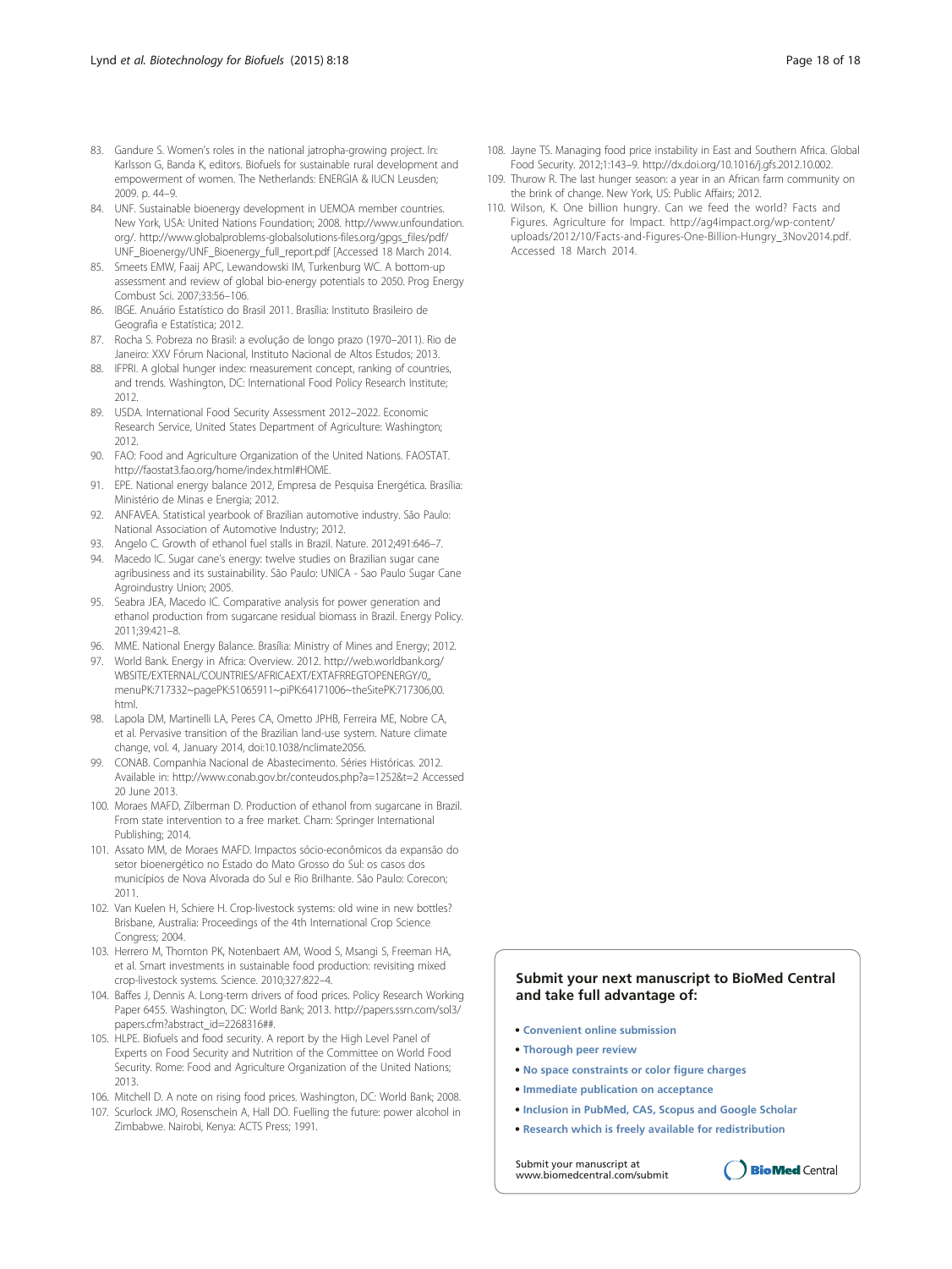83. Gandure S. Women's roles in the national jatropha-growing project. In: Karlsson G, Banda K, editors. Biofuels for sustainable rural development and empowerment of women. The Netherlands: ENERGIA & IUCN Leusden; 2009. p. 44–9.
84. UNF. Sustainable bioenergy development in UEMOA member countries. New York, USA: United Nations Foundation; 2008. http://www.unfoundation.org/. http://www.globalproblems-globalsolutions-files.org/gpgs_files/pdf/UNF_Bioenergy/UNF_Bioenergy_full_report.pdf [Accessed 18 March 2014.
85. Smeets EMW, Faaij APC, Lewandowski IM, Turkenburg WC. A bottom-up assessment and review of global bio-energy potentials to 2050. Prog Energy Combust Sci. 2007;33:56–106.
86. IBGE. Anuário Estatístico do Brasil 2011. Brasília: Instituto Brasileiro de Geografia e Estatística; 2012.
87. Rocha S. Pobreza no Brasil: a evolução de longo prazo (1970–2011). Rio de Janeiro: XXV Fórum Nacional, Instituto Nacional de Altos Estudos; 2013.
88. IFPRI. A global hunger index: measurement concept, ranking of countries, and trends. Washington, DC: International Food Policy Research Institute; 2012.
89. USDA. International Food Security Assessment 2012–2022. Economic Research Service, United States Department of Agriculture: Washington; 2012.
90. FAO: Food and Agriculture Organization of the United Nations. FAOSTAT. http://faostat3.fao.org/home/index.html#HOME.
91. EPE. National energy balance 2012, Empresa de Pesquisa Energética. Brasília: Ministério de Minas e Energia; 2012.
92. ANFAVEA. Statistical yearbook of Brazilian automotive industry. São Paulo: National Association of Automotive Industry; 2012.
93. Angelo C. Growth of ethanol fuel stalls in Brazil. Nature. 2012;491:646–7.
94. Macedo IC. Sugar cane's energy: twelve studies on Brazilian sugar cane agribusiness and its sustainability. São Paulo: UNICA - Sao Paulo Sugar Cane Agroindustry Union; 2005.
95. Seabra JEA, Macedo IC. Comparative analysis for power generation and ethanol production from sugarcane residual biomass in Brazil. Energy Policy. 2011;39:421–8.
96. MME. National Energy Balance. Brasília: Ministry of Mines and Energy; 2012.
97. World Bank. Energy in Africa: Overview. 2012. http://web.worldbank.org/WBSITE/EXTERNAL/COUNTRIES/AFRICAEXT/EXTAFRREGTOPENERGY/0,,menuPK:717332~pagePK:51065911~piPK:64171006~theSitePK:717306,00.html.
98. Lapola DM, Martinelli LA, Peres CA, Ometto JPHB, Ferreira ME, Nobre CA, et al. Pervasive transition of the Brazilian land-use system. Nature climate change, vol. 4, January 2014, doi:10.1038/nclimate2056.
99. CONAB. Companhia Nacional de Abastecimento. Séries Históricas. 2012. Available in: http://www.conab.gov.br/conteudos.php?a=1252&t=2 Accessed 20 June 2013.
100. Moraes MAFD, Zilberman D. Production of ethanol from sugarcane in Brazil. From state intervention to a free market. Cham: Springer International Publishing; 2014.
101. Assato MM, de Moraes MAFD. Impactos sócio-econômicos da expansão do setor bioenergético no Estado do Mato Grosso do Sul: os casos dos municípios de Nova Alvorada do Sul e Rio Brilhante. São Paulo: Corecon; 2011.
102. Van Kuelen H, Schiere H. Crop-livestock systems: old wine in new bottles? Brisbane, Australia: Proceedings of the 4th International Crop Science Congress; 2004.
103. Herrero M, Thornton PK, Notenbaert AM, Wood S, Msangi S, Freeman HA, et al. Smart investments in sustainable food production: revisiting mixed crop-livestock systems. Science. 2010;327:822–4.
104. Baffes J, Dennis A. Long-term drivers of food prices. Policy Research Working Paper 6455. Washington, DC: World Bank; 2013. http://papers.ssrn.com/sol3/papers.cfm?abstract_id=2268316##.
105. HLPE. Biofuels and food security. A report by the High Level Panel of Experts on Food Security and Nutrition of the Committee on World Food Security. Rome: Food and Agriculture Organization of the United Nations; 2013.
106. Mitchell D. A note on rising food prices. Washington, DC: World Bank; 2008.
107. Scurlock JMO, Rosenschein A, Hall DO. Fuelling the future: power alcohol in Zimbabwe. Nairobi, Kenya: ACTS Press; 1991.
108. Jayne TS. Managing food price instability in East and Southern Africa. Global Food Security. 2012;1:143–9. http://dx.doi.org/10.1016/j.gfs.2012.10.002.
109. Thurow R. The last hunger season: a year in an African farm community on the brink of change. New York, US: Public Affairs; 2012.
110. Wilson, K. One billion hungry. Can we feed the world? Facts and Figures. Agriculture for Impact. http://ag4impact.org/wp-content/uploads/2012/10/Facts-and-Figures-One-Billion-Hungry_3Nov2014.pdf. Accessed 18 March 2014.

**Submit your next manuscript to BioMed Central and take full advantage of:**

- **Convenient online submission**
- **Thorough peer review**
- **No space constraints or color figure charges**
- **Immediate publication on acceptance**
- **Inclusion in PubMed, CAS, Scopus and Google Scholar**
- **Research which is freely available for redistribution**

Submit your manuscript at
www.biomedcentral.com/submit

BioMed Central